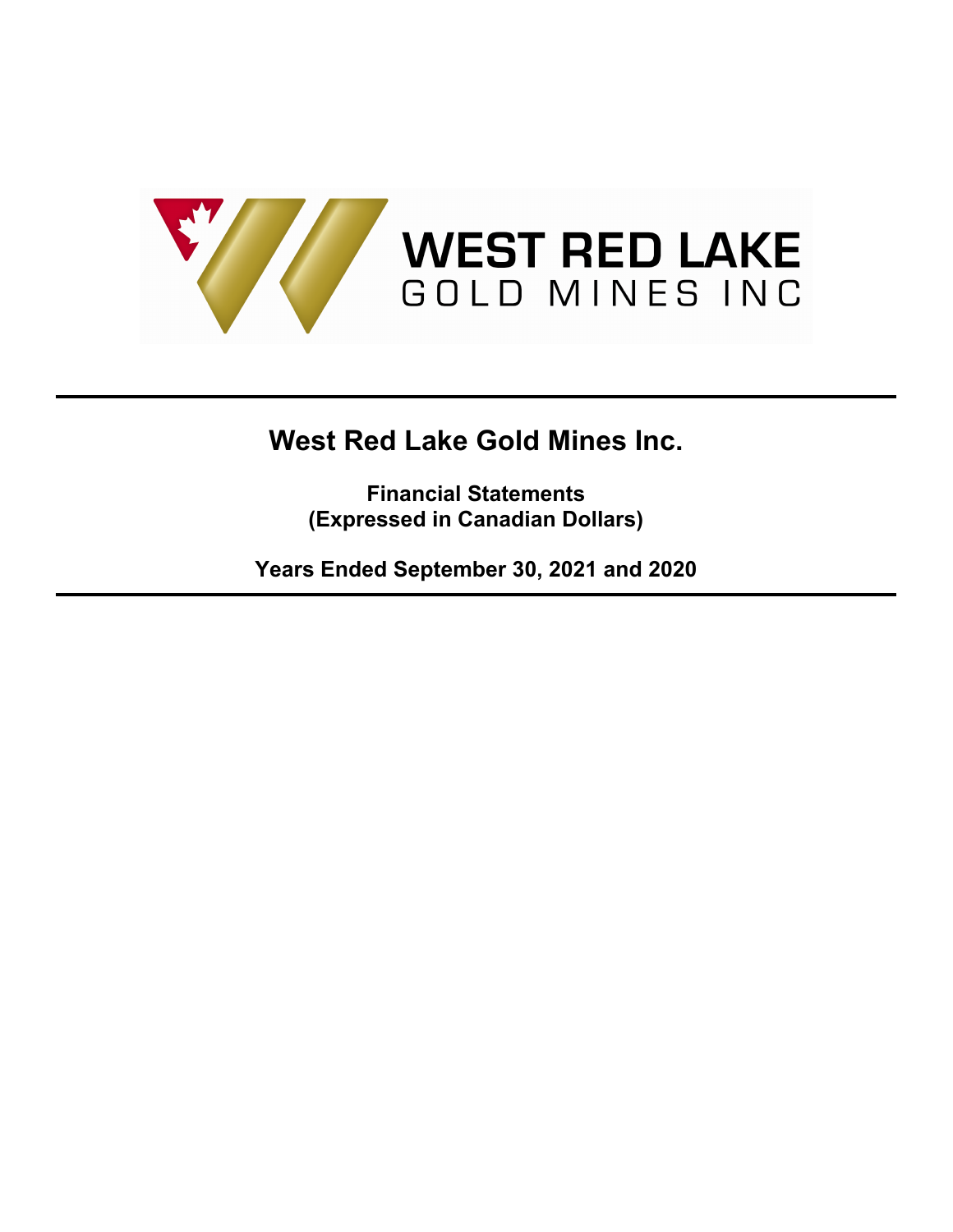WEST RED LAKE
GOLD MINES INC

# West Red Lake Gold Mines Inc.

**Financial Statements**
**(Expressed in Canadian Dollars)**

**Years Ended September 30, 2021 and 2020**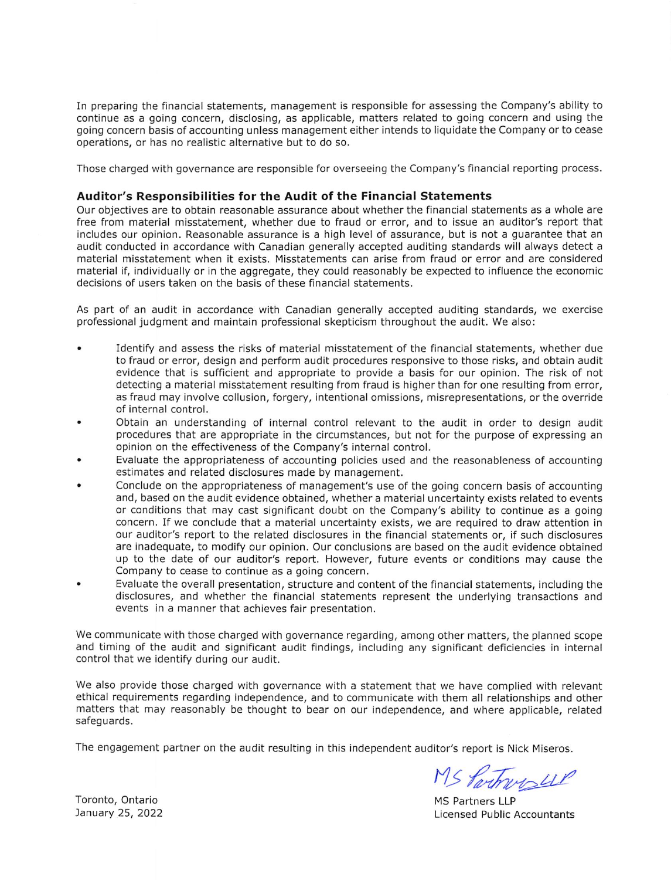In preparing the financial statements, management is responsible for assessing the Company's ability to continue as a going concern, disclosing, as applicable, matters related to going concern and using the going concern basis of accounting unless management either intends to liquidate the Company or to cease operations, or has no realistic alternative but to do so.

Those charged with governance are responsible for overseeing the Company's financial reporting process.

## Auditor's Responsibilities for the Audit of the Financial Statements

Our objectives are to obtain reasonable assurance about whether the financial statements as a whole are free from material misstatement, whether due to fraud or error, and to issue an auditor's report that includes our opinion. Reasonable assurance is a high level of assurance, but is not a guarantee that an audit conducted in accordance with Canadian generally accepted auditing standards will always detect a material misstatement when it exists. Misstatements can arise from fraud or error and are considered material if, individually or in the aggregate, they could reasonably be expected to influence the economic decisions of users taken on the basis of these financial statements.

As part of an audit in accordance with Canadian generally accepted auditing standards, we exercise professional judgment and maintain professional skepticism throughout the audit. We also:

- Identify and assess the risks of material misstatement of the financial statements, whether due to fraud or error, design and perform audit procedures responsive to those risks, and obtain audit evidence that is sufficient and appropriate to provide a basis for our opinion. The risk of not detecting a material misstatement resulting from fraud is higher than for one resulting from error, as fraud may involve collusion, forgery, intentional omissions, misrepresentations, or the override of internal control.
- Obtain an understanding of internal control relevant to the audit in order to design audit procedures that are appropriate in the circumstances, but not for the purpose of expressing an opinion on the effectiveness of the Company's internal control.
- Evaluate the appropriateness of accounting policies used and the reasonableness of accounting estimates and related disclosures made by management.
- Conclude on the appropriateness of management's use of the going concern basis of accounting and, based on the audit evidence obtained, whether a material uncertainty exists related to events or conditions that may cast significant doubt on the Company's ability to continue as a going concern. If we conclude that a material uncertainty exists, we are required to draw attention in our auditor's report to the related disclosures in the financial statements or, if such disclosures are inadequate, to modify our opinion. Our conclusions are based on the audit evidence obtained up to the date of our auditor's report. However, future events or conditions may cause the Company to cease to continue as a going concern.
- Evaluate the overall presentation, structure and content of the financial statements, including the disclosures, and whether the financial statements represent the underlying transactions and events in a manner that achieves fair presentation.

We communicate with those charged with governance regarding, among other matters, the planned scope and timing of the audit and significant audit findings, including any significant deficiencies in internal control that we identify during our audit.

We also provide those charged with governance with a statement that we have complied with relevant ethical requirements regarding independence, and to communicate with them all relationships and other matters that may reasonably be thought to bear on our independence, and where applicable, related safeguards.

The engagement partner on the audit resulting in this independent auditor's report is Nick Miseros.

MS Partners LLP

Toronto, Ontario
January 25, 2022

MS Partners LLP
Licensed Public Accountants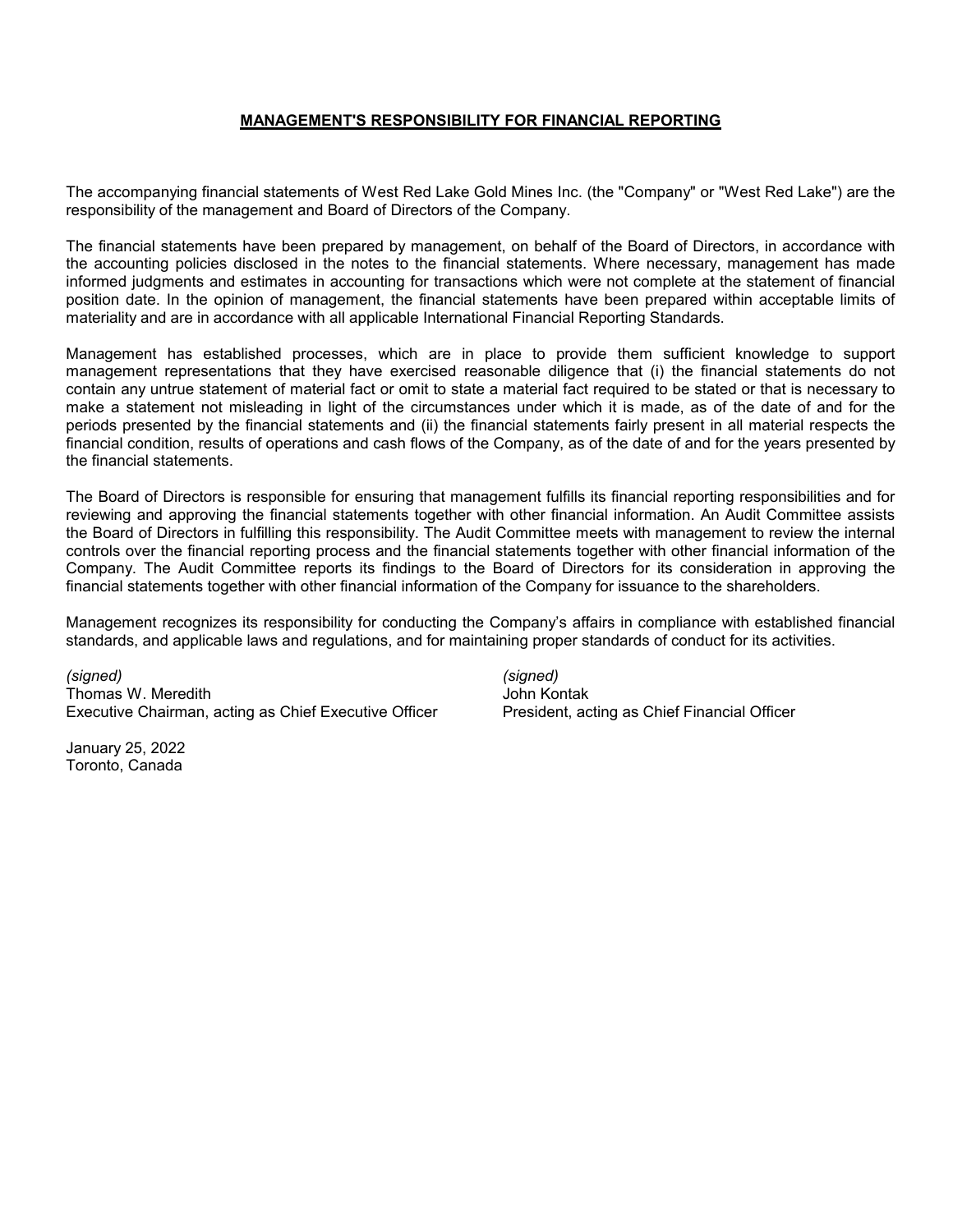## MANAGEMENT'S RESPONSIBILITY FOR FINANCIAL REPORTING

The accompanying financial statements of West Red Lake Gold Mines Inc. (the "Company" or "West Red Lake") are the responsibility of the management and Board of Directors of the Company.

The financial statements have been prepared by management, on behalf of the Board of Directors, in accordance with the accounting policies disclosed in the notes to the financial statements. Where necessary, management has made informed judgments and estimates in accounting for transactions which were not complete at the statement of financial position date. In the opinion of management, the financial statements have been prepared within acceptable limits of materiality and are in accordance with all applicable International Financial Reporting Standards.

Management has established processes, which are in place to provide them sufficient knowledge to support management representations that they have exercised reasonable diligence that (i) the financial statements do not contain any untrue statement of material fact or omit to state a material fact required to be stated or that is necessary to make a statement not misleading in light of the circumstances under which it is made, as of the date of and for the periods presented by the financial statements and (ii) the financial statements fairly present in all material respects the financial condition, results of operations and cash flows of the Company, as of the date of and for the years presented by the financial statements.

The Board of Directors is responsible for ensuring that management fulfills its financial reporting responsibilities and for reviewing and approving the financial statements together with other financial information. An Audit Committee assists the Board of Directors in fulfilling this responsibility. The Audit Committee meets with management to review the internal controls over the financial reporting process and the financial statements together with other financial information of the Company. The Audit Committee reports its findings to the Board of Directors for its consideration in approving the financial statements together with other financial information of the Company for issuance to the shareholders.

Management recognizes its responsibility for conducting the Company's affairs in compliance with established financial standards, and applicable laws and regulations, and for maintaining proper standards of conduct for its activities.

*(signed)*
Thomas W. Meredith
Executive Chairman, acting as Chief Executive Officer

*(signed)*
John Kontak
President, acting as Chief Financial Officer

January 25, 2022
Toronto, Canada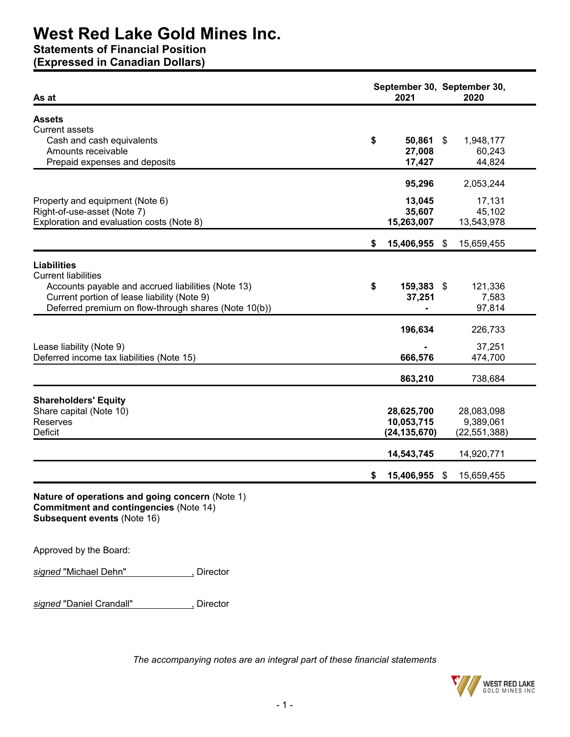# West Red Lake Gold Mines Inc.

## Statements of Financial Position

## (Expressed in Canadian Dollars)

| As at | September 30, 2021 | September 30, 2020 |
|---|---|---|
| **Assets** | | |
| Current assets | | |
| Cash and cash equivalents | **$ 50,861** | $ 1,948,177 |
| Amounts receivable | **27,008** | 60,243 |
| Prepaid expenses and deposits | **17,427** | 44,824 |
| | **95,296** | 2,053,244 |
| Property and equipment (Note 6) | **13,045** | 17,131 |
| Right-of-use-asset (Note 7) | **35,607** | 45,102 |
| Exploration and evaluation costs (Note 8) | **15,263,007** | 13,543,978 |
| | **$ 15,406,955** | $ 15,659,455 |
| **Liabilities** | | |
| Current liabilities | | |
| Accounts payable and accrued liabilities (Note 13) | **$ 159,383** | $ 121,336 |
| Current portion of lease liability (Note 9) | **37,251** | 7,583 |
| Deferred premium on flow-through shares (Note 10(b)) | **-** | 97,814 |
| | **196,634** | 226,733 |
| Lease liability (Note 9) | **-** | 37,251 |
| Deferred income tax liabilities (Note 15) | **666,576** | 474,700 |
| | **863,210** | 738,684 |
| **Shareholders' Equity** | | |
| Share capital (Note 10) | **28,625,700** | 28,083,098 |
| Reserves | **10,053,715** | 9,389,061 |
| Deficit | **(24,135,670)** | (22,551,388) |
| | **14,543,745** | 14,920,771 |
| | **$ 15,406,955** | $ 15,659,455 |

**Nature of operations and going concern** (Note 1)
**Commitment and contingencies** (Note 14)
**Subsequent events** (Note 16)

Approved by the Board:

*signed* "Michael Dehn", Director

*signed* "Daniel Crandall", Director

*The accompanying notes are an integral part of these financial statements*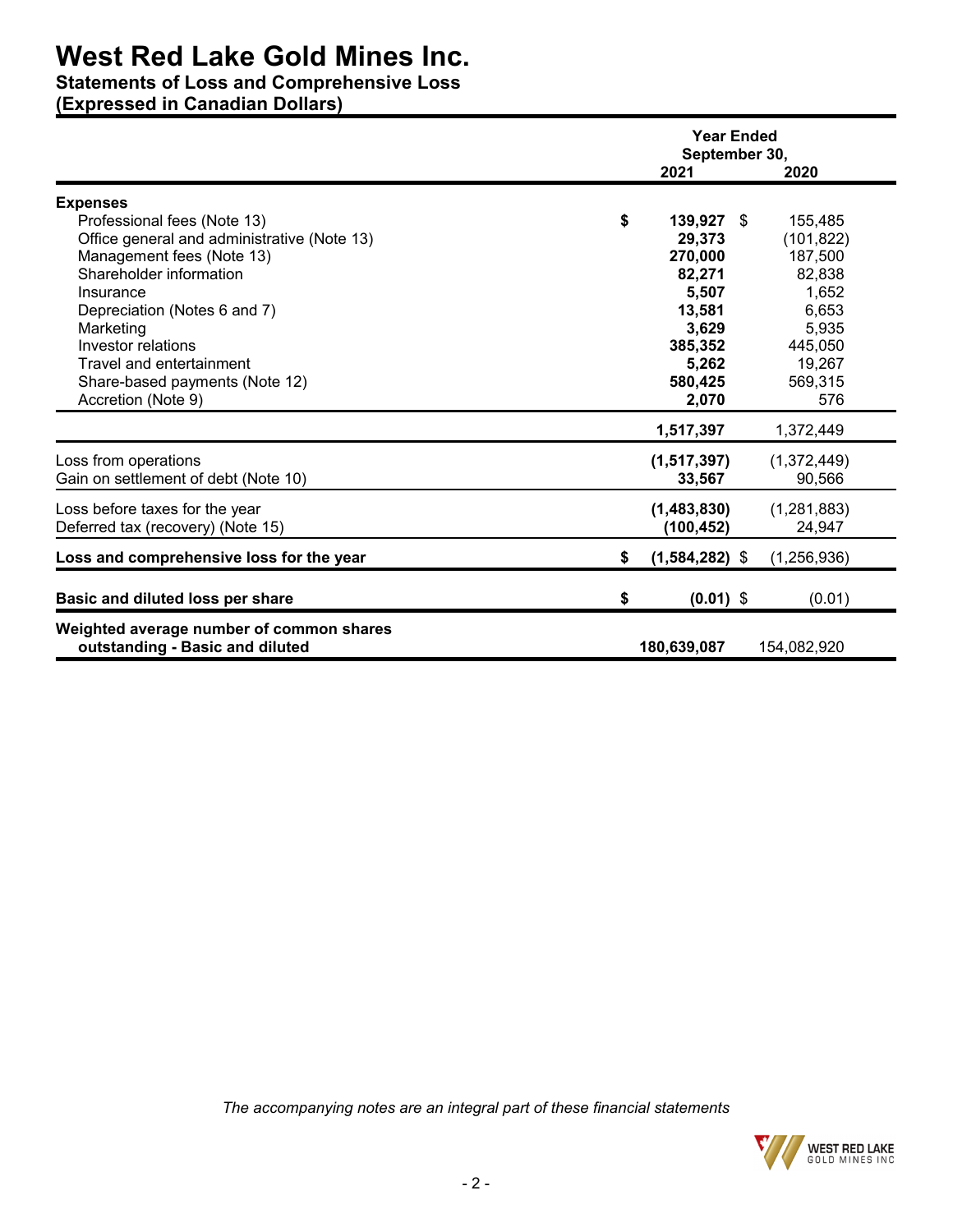# West Red Lake Gold Mines Inc.

## Statements of Loss and Comprehensive Loss

## (Expressed in Canadian Dollars)

| | Year Ended September 30, 2021 | Year Ended September 30, 2020 |
|---|---|---|
| **Expenses** | | |
| Professional fees (Note 13) | **$ 139,927** | $ 155,485 |
| Office general and administrative (Note 13) | **29,373** | (101,822) |
| Management fees (Note 13) | **270,000** | 187,500 |
| Shareholder information | **82,271** | 82,838 |
| Insurance | **5,507** | 1,652 |
| Depreciation (Notes 6 and 7) | **13,581** | 6,653 |
| Marketing | **3,629** | 5,935 |
| Investor relations | **385,352** | 445,050 |
| Travel and entertainment | **5,262** | 19,267 |
| Share-based payments (Note 12) | **580,425** | 569,315 |
| Accretion (Note 9) | **2,070** | 576 |
| | **1,517,397** | 1,372,449 |
| Loss from operations | **(1,517,397)** | (1,372,449) |
| Gain on settlement of debt (Note 10) | **33,567** | 90,566 |
| Loss before taxes for the year | **(1,483,830)** | (1,281,883) |
| Deferred tax (recovery) (Note 15) | **(100,452)** | 24,947 |
| **Loss and comprehensive loss for the year** | **$ (1,584,282)** | $ (1,256,936) |
| **Basic and diluted loss per share** | **$ (0.01)** | $ (0.01) |
| **Weighted average number of common shares outstanding - Basic and diluted** | **180,639,087** | 154,082,920 |

*The accompanying notes are an integral part of these financial statements*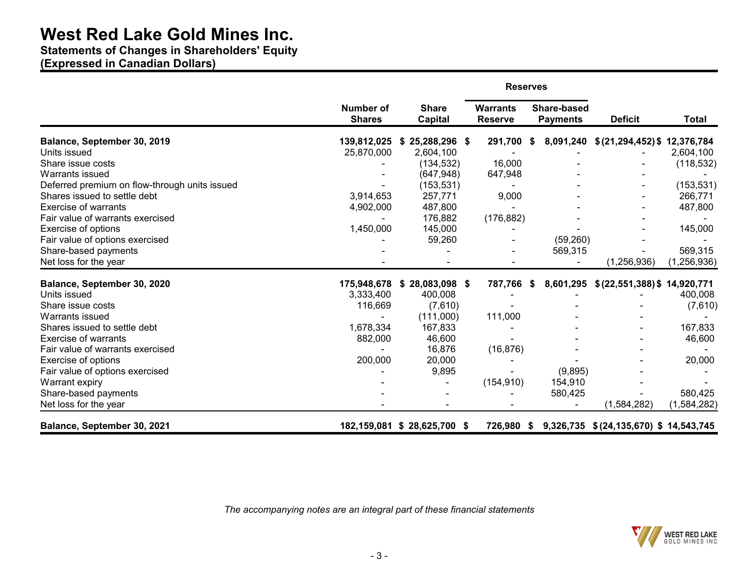# West Red Lake Gold Mines Inc.

**Statements of Changes in Shareholders' Equity**
**(Expressed in Canadian Dollars)**

| | | | Reserves | | | |
|---|---|---|---|---|---|---|
| | **Number of Shares** | **Share Capital** | **Warrants Reserve** | **Share-based Payments** | **Deficit** | **Total** |
| **Balance, September 30, 2019** | **139,812,025** | **$ 25,288,296** | **$ 291,700** | **$ 8,091,240** | **$ (21,294,452)** | **$ 12,376,784** |
| Units issued | 25,870,000 | 2,604,100 | - | - | - | 2,604,100 |
| Share issue costs | - | (134,532) | 16,000 | - | - | (118,532) |
| Warrants issued | - | (647,948) | 647,948 | - | - | - |
| Deferred premium on flow-through units issued | - | (153,531) | - | - | - | (153,531) |
| Shares issued to settle debt | 3,914,653 | 257,771 | 9,000 | - | - | 266,771 |
| Exercise of warrants | 4,902,000 | 487,800 | - | - | - | 487,800 |
| Fair value of warrants exercised | - | 176,882 | (176,882) | - | - | - |
| Exercise of options | 1,450,000 | 145,000 | - | - | - | 145,000 |
| Fair value of options exercised | - | 59,260 | - | (59,260) | - | - |
| Share-based payments | - | - | - | 569,315 | - | 569,315 |
| Net loss for the year | - | - | - | - | (1,256,936) | (1,256,936) |
| **Balance, September 30, 2020** | **175,948,678** | **$ 28,083,098** | **$ 787,766** | **$ 8,601,295** | **$ (22,551,388)** | **$ 14,920,771** |
| Units issued | 3,333,400 | 400,008 | - | - | - | 400,008 |
| Share issue costs | 116,669 | (7,610) | - | - | - | (7,610) |
| Warrants issued | - | (111,000) | 111,000 | - | - | - |
| Shares issued to settle debt | 1,678,334 | 167,833 | - | - | - | 167,833 |
| Exercise of warrants | 882,000 | 46,600 | - | - | - | 46,600 |
| Fair value of warrants exercised | - | 16,876 | (16,876) | - | - | - |
| Exercise of options | 200,000 | 20,000 | - | - | - | 20,000 |
| Fair value of options exercised | - | 9,895 | - | (9,895) | - | - |
| Warrant expiry | - | - | (154,910) | 154,910 | - | - |
| Share-based payments | - | - | - | 580,425 | - | 580,425 |
| Net loss for the year | - | - | - | - | (1,584,282) | (1,584,282) |
| **Balance, September 30, 2021** | **182,159,081** | **$ 28,625,700** | **$ 726,980** | **$ 9,326,735** | **$ (24,135,670)** | **$ 14,543,745** |

*The accompanying notes are an integral part of these financial statements*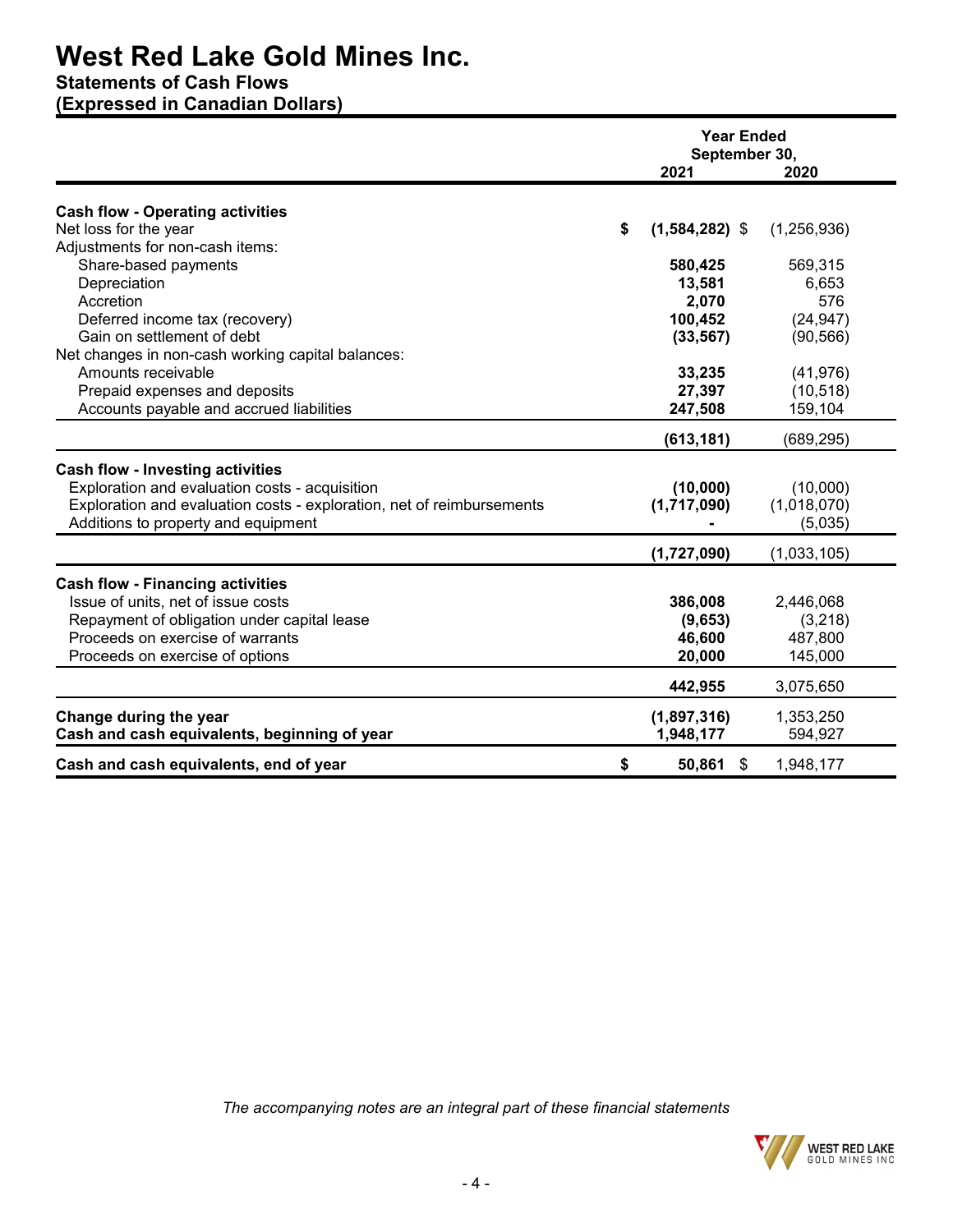# West Red Lake Gold Mines Inc.

## Statements of Cash Flows

## (Expressed in Canadian Dollars)

| | Year Ended September 30, 2021 | 2020 |
|---|---|---|
| **Cash flow - Operating activities** | | |
| Net loss for the year | $ **(1,584,282)** | $ (1,256,936) |
| Adjustments for non-cash items: | | |
| Share-based payments | **580,425** | 569,315 |
| Depreciation | **13,581** | 6,653 |
| Accretion | **2,070** | 576 |
| Deferred income tax (recovery) | **100,452** | (24,947) |
| Gain on settlement of debt | **(33,567)** | (90,566) |
| Net changes in non-cash working capital balances: | | |
| Amounts receivable | **33,235** | (41,976) |
| Prepaid expenses and deposits | **27,397** | (10,518) |
| Accounts payable and accrued liabilities | **247,508** | 159,104 |
| | **(613,181)** | (689,295) |
| **Cash flow - Investing activities** | | |
| Exploration and evaluation costs - acquisition | **(10,000)** | (10,000) |
| Exploration and evaluation costs - exploration, net of reimbursements | **(1,717,090)** | (1,018,070) |
| Additions to property and equipment | **-** | (5,035) |
| | **(1,727,090)** | (1,033,105) |
| **Cash flow - Financing activities** | | |
| Issue of units, net of issue costs | **386,008** | 2,446,068 |
| Repayment of obligation under capital lease | **(9,653)** | (3,218) |
| Proceeds on exercise of warrants | **46,600** | 487,800 |
| Proceeds on exercise of options | **20,000** | 145,000 |
| | **442,955** | 3,075,650 |
| **Change during the year** | **(1,897,316)** | 1,353,250 |
| **Cash and cash equivalents, beginning of year** | **1,948,177** | 594,927 |
| **Cash and cash equivalents, end of year** | $ **50,861** | $ 1,948,177 |

*The accompanying notes are an integral part of these financial statements*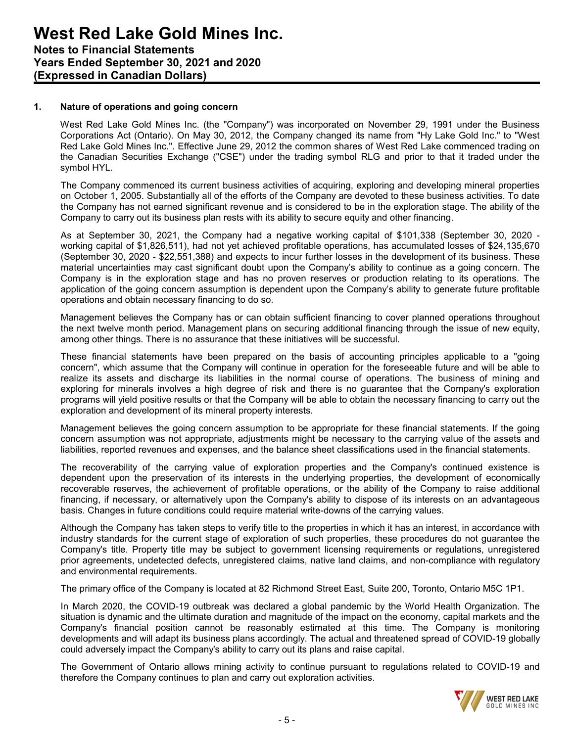## 1. Nature of operations and going concern

West Red Lake Gold Mines Inc. (the "Company") was incorporated on November 29, 1991 under the Business Corporations Act (Ontario). On May 30, 2012, the Company changed its name from "Hy Lake Gold Inc." to "West Red Lake Gold Mines Inc.". Effective June 29, 2012 the common shares of West Red Lake commenced trading on the Canadian Securities Exchange ("CSE") under the trading symbol RLG and prior to that it traded under the symbol HYL.

The Company commenced its current business activities of acquiring, exploring and developing mineral properties on October 1, 2005. Substantially all of the efforts of the Company are devoted to these business activities. To date the Company has not earned significant revenue and is considered to be in the exploration stage. The ability of the Company to carry out its business plan rests with its ability to secure equity and other financing.

As at September 30, 2021, the Company had a negative working capital of $101,338 (September 30, 2020 - working capital of $1,826,511), had not yet achieved profitable operations, has accumulated losses of $24,135,670 (September 30, 2020 - $22,551,388) and expects to incur further losses in the development of its business. These material uncertainties may cast significant doubt upon the Company's ability to continue as a going concern. The Company is in the exploration stage and has no proven reserves or production relating to its operations. The application of the going concern assumption is dependent upon the Company's ability to generate future profitable operations and obtain necessary financing to do so.

Management believes the Company has or can obtain sufficient financing to cover planned operations throughout the next twelve month period. Management plans on securing additional financing through the issue of new equity, among other things. There is no assurance that these initiatives will be successful.

These financial statements have been prepared on the basis of accounting principles applicable to a "going concern", which assume that the Company will continue in operation for the foreseeable future and will be able to realize its assets and discharge its liabilities in the normal course of operations. The business of mining and exploring for minerals involves a high degree of risk and there is no guarantee that the Company's exploration programs will yield positive results or that the Company will be able to obtain the necessary financing to carry out the exploration and development of its mineral property interests.

Management believes the going concern assumption to be appropriate for these financial statements. If the going concern assumption was not appropriate, adjustments might be necessary to the carrying value of the assets and liabilities, reported revenues and expenses, and the balance sheet classifications used in the financial statements.

The recoverability of the carrying value of exploration properties and the Company's continued existence is dependent upon the preservation of its interests in the underlying properties, the development of economically recoverable reserves, the achievement of profitable operations, or the ability of the Company to raise additional financing, if necessary, or alternatively upon the Company's ability to dispose of its interests on an advantageous basis. Changes in future conditions could require material write-downs of the carrying values.

Although the Company has taken steps to verify title to the properties in which it has an interest, in accordance with industry standards for the current stage of exploration of such properties, these procedures do not guarantee the Company's title. Property title may be subject to government licensing requirements or regulations, unregistered prior agreements, undetected defects, unregistered claims, native land claims, and non-compliance with regulatory and environmental requirements.

The primary office of the Company is located at 82 Richmond Street East, Suite 200, Toronto, Ontario M5C 1P1.

In March 2020, the COVID-19 outbreak was declared a global pandemic by the World Health Organization. The situation is dynamic and the ultimate duration and magnitude of the impact on the economy, capital markets and the Company's financial position cannot be reasonably estimated at this time. The Company is monitoring developments and will adapt its business plans accordingly. The actual and threatened spread of COVID-19 globally could adversely impact the Company's ability to carry out its plans and raise capital.

The Government of Ontario allows mining activity to continue pursuant to regulations related to COVID-19 and therefore the Company continues to plan and carry out exploration activities.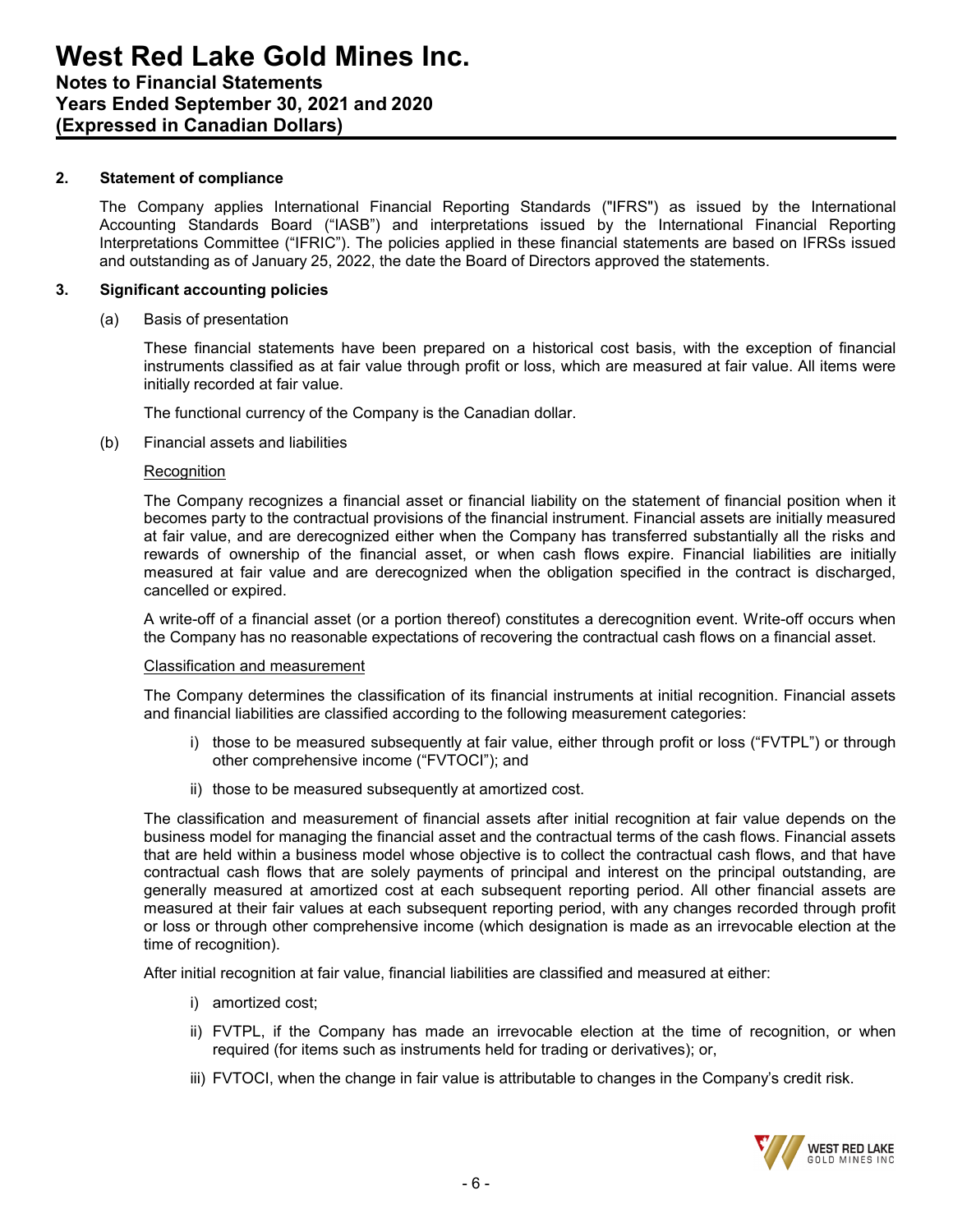## 2. Statement of compliance

The Company applies International Financial Reporting Standards ("IFRS") as issued by the International Accounting Standards Board ("IASB") and interpretations issued by the International Financial Reporting Interpretations Committee ("IFRIC"). The policies applied in these financial statements are based on IFRSs issued and outstanding as of January 25, 2022, the date the Board of Directors approved the statements.

## 3. Significant accounting policies

(a) Basis of presentation

These financial statements have been prepared on a historical cost basis, with the exception of financial instruments classified as at fair value through profit or loss, which are measured at fair value. All items were initially recorded at fair value.

The functional currency of the Company is the Canadian dollar.

(b) Financial assets and liabilities

Recognition

The Company recognizes a financial asset or financial liability on the statement of financial position when it becomes party to the contractual provisions of the financial instrument. Financial assets are initially measured at fair value, and are derecognized either when the Company has transferred substantially all the risks and rewards of ownership of the financial asset, or when cash flows expire. Financial liabilities are initially measured at fair value and are derecognized when the obligation specified in the contract is discharged, cancelled or expired.

A write-off of a financial asset (or a portion thereof) constitutes a derecognition event. Write-off occurs when the Company has no reasonable expectations of recovering the contractual cash flows on a financial asset.

Classification and measurement

The Company determines the classification of its financial instruments at initial recognition. Financial assets and financial liabilities are classified according to the following measurement categories:

i) those to be measured subsequently at fair value, either through profit or loss ("FVTPL") or through other comprehensive income ("FVTOCI"); and

ii) those to be measured subsequently at amortized cost.

The classification and measurement of financial assets after initial recognition at fair value depends on the business model for managing the financial asset and the contractual terms of the cash flows. Financial assets that are held within a business model whose objective is to collect the contractual cash flows, and that have contractual cash flows that are solely payments of principal and interest on the principal outstanding, are generally measured at amortized cost at each subsequent reporting period. All other financial assets are measured at their fair values at each subsequent reporting period, with any changes recorded through profit or loss or through other comprehensive income (which designation is made as an irrevocable election at the time of recognition).

After initial recognition at fair value, financial liabilities are classified and measured at either:

i) amortized cost;

ii) FVTPL, if the Company has made an irrevocable election at the time of recognition, or when required (for items such as instruments held for trading or derivatives); or,

iii) FVTOCI, when the change in fair value is attributable to changes in the Company's credit risk.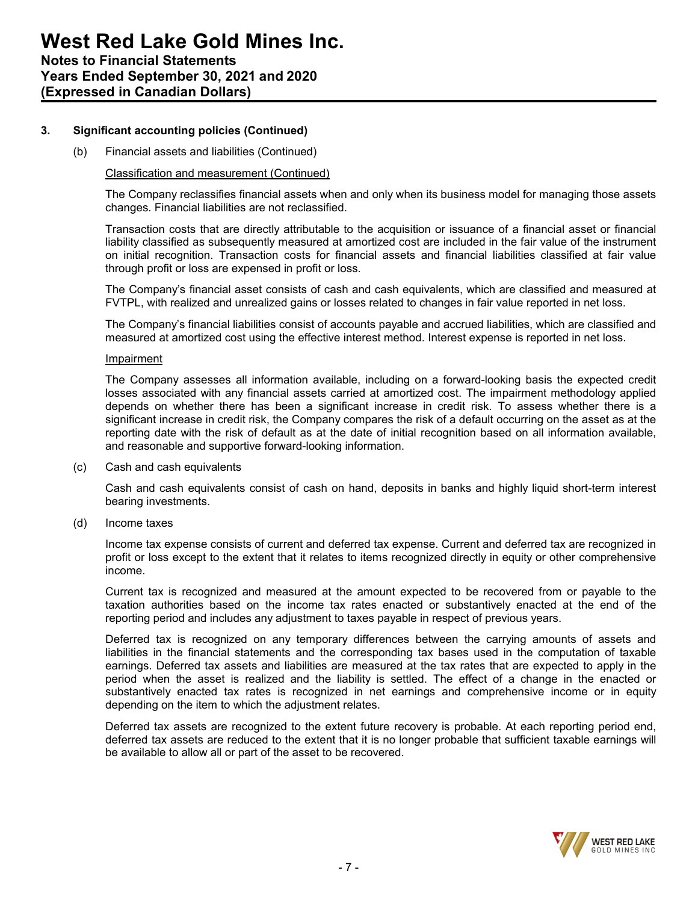## 3. Significant accounting policies (Continued)

(b) Financial assets and liabilities (Continued)

Classification and measurement (Continued)

The Company reclassifies financial assets when and only when its business model for managing those assets changes. Financial liabilities are not reclassified.

Transaction costs that are directly attributable to the acquisition or issuance of a financial asset or financial liability classified as subsequently measured at amortized cost are included in the fair value of the instrument on initial recognition. Transaction costs for financial assets and financial liabilities classified at fair value through profit or loss are expensed in profit or loss.

The Company's financial asset consists of cash and cash equivalents, which are classified and measured at FVTPL, with realized and unrealized gains or losses related to changes in fair value reported in net loss.

The Company's financial liabilities consist of accounts payable and accrued liabilities, which are classified and measured at amortized cost using the effective interest method. Interest expense is reported in net loss.

Impairment

The Company assesses all information available, including on a forward-looking basis the expected credit losses associated with any financial assets carried at amortized cost. The impairment methodology applied depends on whether there has been a significant increase in credit risk. To assess whether there is a significant increase in credit risk, the Company compares the risk of a default occurring on the asset as at the reporting date with the risk of default as at the date of initial recognition based on all information available, and reasonable and supportive forward-looking information.

(c) Cash and cash equivalents

Cash and cash equivalents consist of cash on hand, deposits in banks and highly liquid short-term interest bearing investments.

(d) Income taxes

Income tax expense consists of current and deferred tax expense. Current and deferred tax are recognized in profit or loss except to the extent that it relates to items recognized directly in equity or other comprehensive income.

Current tax is recognized and measured at the amount expected to be recovered from or payable to the taxation authorities based on the income tax rates enacted or substantively enacted at the end of the reporting period and includes any adjustment to taxes payable in respect of previous years.

Deferred tax is recognized on any temporary differences between the carrying amounts of assets and liabilities in the financial statements and the corresponding tax bases used in the computation of taxable earnings. Deferred tax assets and liabilities are measured at the tax rates that are expected to apply in the period when the asset is realized and the liability is settled. The effect of a change in the enacted or substantively enacted tax rates is recognized in net earnings and comprehensive income or in equity depending on the item to which the adjustment relates.

Deferred tax assets are recognized to the extent future recovery is probable. At each reporting period end, deferred tax assets are reduced to the extent that it is no longer probable that sufficient taxable earnings will be available to allow all or part of the asset to be recovered.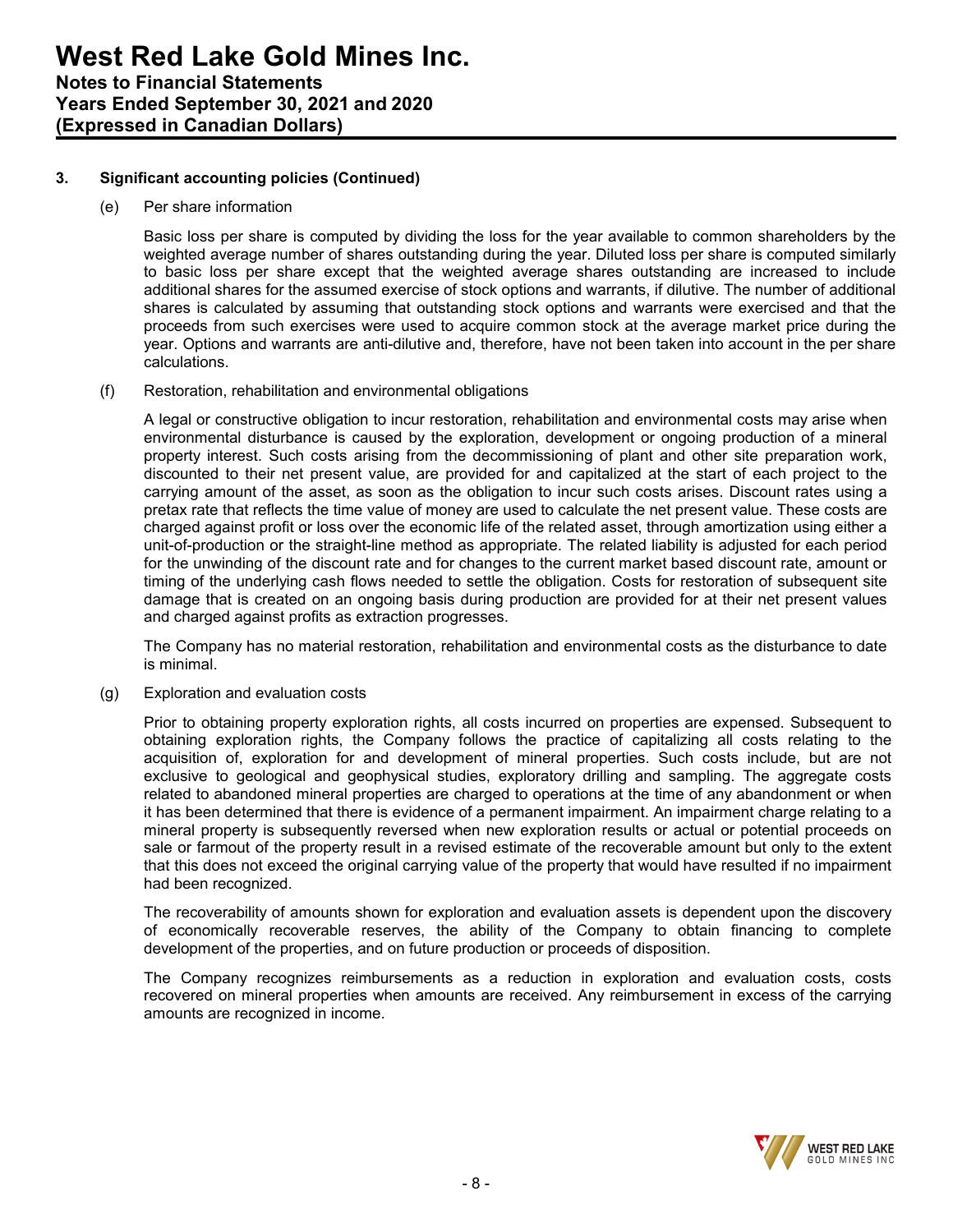### 3. Significant accounting policies (Continued)

(e) Per share information

Basic loss per share is computed by dividing the loss for the year available to common shareholders by the weighted average number of shares outstanding during the year. Diluted loss per share is computed similarly to basic loss per share except that the weighted average shares outstanding are increased to include additional shares for the assumed exercise of stock options and warrants, if dilutive. The number of additional shares is calculated by assuming that outstanding stock options and warrants were exercised and that the proceeds from such exercises were used to acquire common stock at the average market price during the year. Options and warrants are anti-dilutive and, therefore, have not been taken into account in the per share calculations.

(f) Restoration, rehabilitation and environmental obligations

A legal or constructive obligation to incur restoration, rehabilitation and environmental costs may arise when environmental disturbance is caused by the exploration, development or ongoing production of a mineral property interest. Such costs arising from the decommissioning of plant and other site preparation work, discounted to their net present value, are provided for and capitalized at the start of each project to the carrying amount of the asset, as soon as the obligation to incur such costs arises. Discount rates using a pretax rate that reflects the time value of money are used to calculate the net present value. These costs are charged against profit or loss over the economic life of the related asset, through amortization using either a unit-of-production or the straight-line method as appropriate. The related liability is adjusted for each period for the unwinding of the discount rate and for changes to the current market based discount rate, amount or timing of the underlying cash flows needed to settle the obligation. Costs for restoration of subsequent site damage that is created on an ongoing basis during production are provided for at their net present values and charged against profits as extraction progresses.

The Company has no material restoration, rehabilitation and environmental costs as the disturbance to date is minimal.

(g) Exploration and evaluation costs

Prior to obtaining property exploration rights, all costs incurred on properties are expensed. Subsequent to obtaining exploration rights, the Company follows the practice of capitalizing all costs relating to the acquisition of, exploration for and development of mineral properties. Such costs include, but are not exclusive to geological and geophysical studies, exploratory drilling and sampling. The aggregate costs related to abandoned mineral properties are charged to operations at the time of any abandonment or when it has been determined that there is evidence of a permanent impairment. An impairment charge relating to a mineral property is subsequently reversed when new exploration results or actual or potential proceeds on sale or farmout of the property result in a revised estimate of the recoverable amount but only to the extent that this does not exceed the original carrying value of the property that would have resulted if no impairment had been recognized.

The recoverability of amounts shown for exploration and evaluation assets is dependent upon the discovery of economically recoverable reserves, the ability of the Company to obtain financing to complete development of the properties, and on future production or proceeds of disposition.

The Company recognizes reimbursements as a reduction in exploration and evaluation costs, costs recovered on mineral properties when amounts are received. Any reimbursement in excess of the carrying amounts are recognized in income.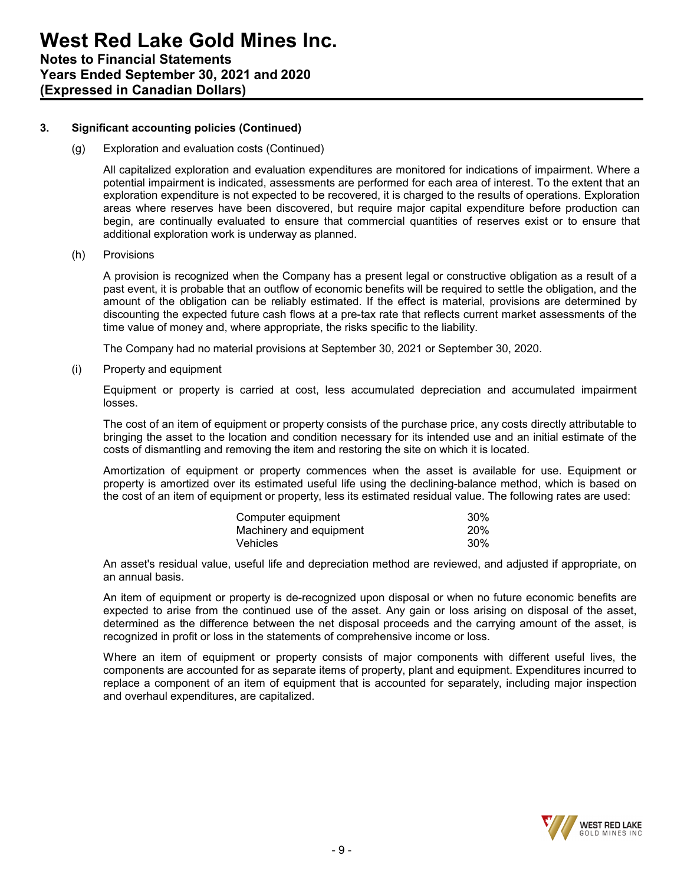### 3. Significant accounting policies (Continued)

(g) Exploration and evaluation costs (Continued)

All capitalized exploration and evaluation expenditures are monitored for indications of impairment. Where a potential impairment is indicated, assessments are performed for each area of interest. To the extent that an exploration expenditure is not expected to be recovered, it is charged to the results of operations. Exploration areas where reserves have been discovered, but require major capital expenditure before production can begin, are continually evaluated to ensure that commercial quantities of reserves exist or to ensure that additional exploration work is underway as planned.

(h) Provisions

A provision is recognized when the Company has a present legal or constructive obligation as a result of a past event, it is probable that an outflow of economic benefits will be required to settle the obligation, and the amount of the obligation can be reliably estimated. If the effect is material, provisions are determined by discounting the expected future cash flows at a pre-tax rate that reflects current market assessments of the time value of money and, where appropriate, the risks specific to the liability.

The Company had no material provisions at September 30, 2021 or September 30, 2020.

(i) Property and equipment

Equipment or property is carried at cost, less accumulated depreciation and accumulated impairment losses.

The cost of an item of equipment or property consists of the purchase price, any costs directly attributable to bringing the asset to the location and condition necessary for its intended use and an initial estimate of the costs of dismantling and removing the item and restoring the site on which it is located.

Amortization of equipment or property commences when the asset is available for use. Equipment or property is amortized over its estimated useful life using the declining-balance method, which is based on the cost of an item of equipment or property, less its estimated residual value. The following rates are used:

| | |
|---|---|
| Computer equipment | 30% |
| Machinery and equipment | 20% |
| Vehicles | 30% |

An asset's residual value, useful life and depreciation method are reviewed, and adjusted if appropriate, on an annual basis.

An item of equipment or property is de-recognized upon disposal or when no future economic benefits are expected to arise from the continued use of the asset. Any gain or loss arising on disposal of the asset, determined as the difference between the net disposal proceeds and the carrying amount of the asset, is recognized in profit or loss in the statements of comprehensive income or loss.

Where an item of equipment or property consists of major components with different useful lives, the components are accounted for as separate items of property, plant and equipment. Expenditures incurred to replace a component of an item of equipment that is accounted for separately, including major inspection and overhaul expenditures, are capitalized.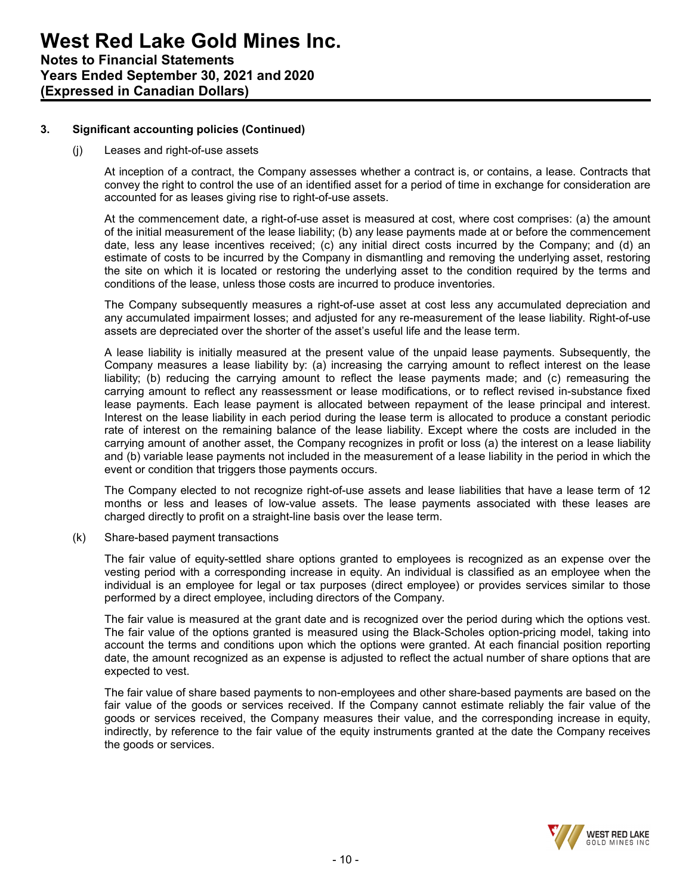### 3. Significant accounting policies (Continued)

(j) Leases and right-of-use assets

At inception of a contract, the Company assesses whether a contract is, or contains, a lease. Contracts that convey the right to control the use of an identified asset for a period of time in exchange for consideration are accounted for as leases giving rise to right-of-use assets.

At the commencement date, a right-of-use asset is measured at cost, where cost comprises: (a) the amount of the initial measurement of the lease liability; (b) any lease payments made at or before the commencement date, less any lease incentives received; (c) any initial direct costs incurred by the Company; and (d) an estimate of costs to be incurred by the Company in dismantling and removing the underlying asset, restoring the site on which it is located or restoring the underlying asset to the condition required by the terms and conditions of the lease, unless those costs are incurred to produce inventories.

The Company subsequently measures a right-of-use asset at cost less any accumulated depreciation and any accumulated impairment losses; and adjusted for any re-measurement of the lease liability. Right-of-use assets are depreciated over the shorter of the asset's useful life and the lease term.

A lease liability is initially measured at the present value of the unpaid lease payments. Subsequently, the Company measures a lease liability by: (a) increasing the carrying amount to reflect interest on the lease liability; (b) reducing the carrying amount to reflect the lease payments made; and (c) remeasuring the carrying amount to reflect any reassessment or lease modifications, or to reflect revised in-substance fixed lease payments. Each lease payment is allocated between repayment of the lease principal and interest. Interest on the lease liability in each period during the lease term is allocated to produce a constant periodic rate of interest on the remaining balance of the lease liability. Except where the costs are included in the carrying amount of another asset, the Company recognizes in profit or loss (a) the interest on a lease liability and (b) variable lease payments not included in the measurement of a lease liability in the period in which the event or condition that triggers those payments occurs.

The Company elected to not recognize right-of-use assets and lease liabilities that have a lease term of 12 months or less and leases of low-value assets. The lease payments associated with these leases are charged directly to profit on a straight-line basis over the lease term.

(k) Share-based payment transactions

The fair value of equity-settled share options granted to employees is recognized as an expense over the vesting period with a corresponding increase in equity. An individual is classified as an employee when the individual is an employee for legal or tax purposes (direct employee) or provides services similar to those performed by a direct employee, including directors of the Company.

The fair value is measured at the grant date and is recognized over the period during which the options vest. The fair value of the options granted is measured using the Black-Scholes option-pricing model, taking into account the terms and conditions upon which the options were granted. At each financial position reporting date, the amount recognized as an expense is adjusted to reflect the actual number of share options that are expected to vest.

The fair value of share based payments to non-employees and other share-based payments are based on the fair value of the goods or services received. If the Company cannot estimate reliably the fair value of the goods or services received, the Company measures their value, and the corresponding increase in equity, indirectly, by reference to the fair value of the equity instruments granted at the date the Company receives the goods or services.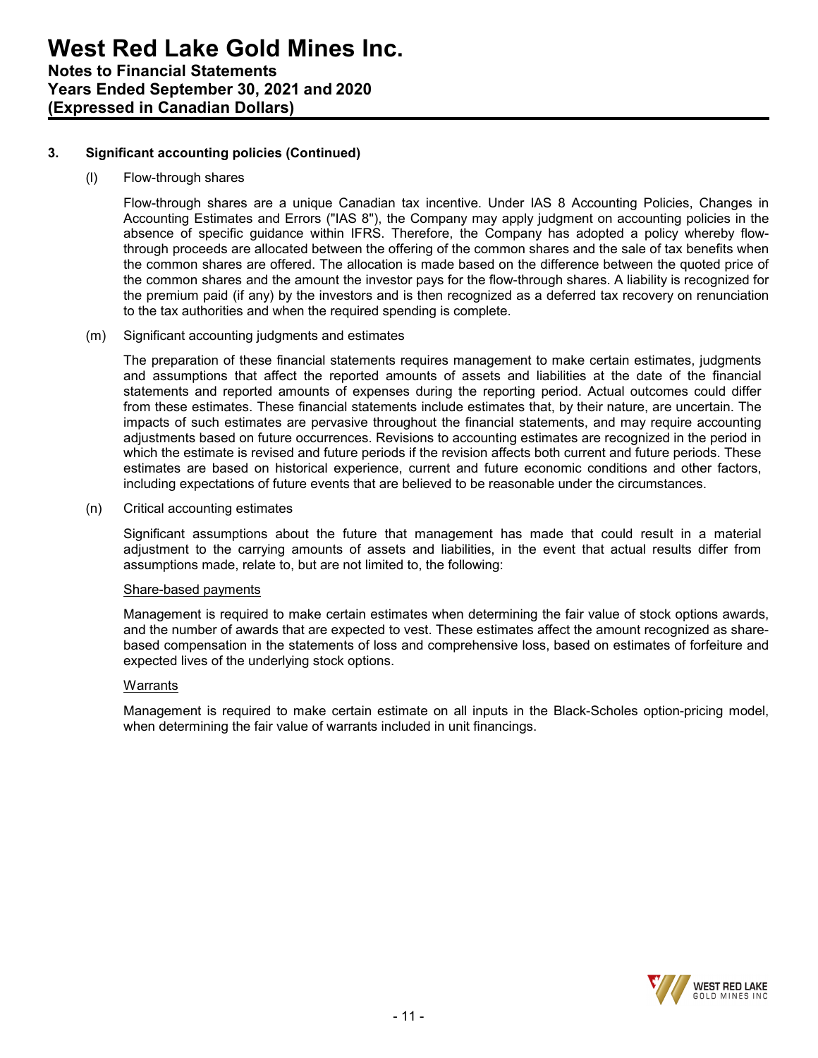### 3. Significant accounting policies (Continued)

(l) Flow-through shares

Flow-through shares are a unique Canadian tax incentive. Under IAS 8 Accounting Policies, Changes in Accounting Estimates and Errors ("IAS 8"), the Company may apply judgment on accounting policies in the absence of specific guidance within IFRS. Therefore, the Company has adopted a policy whereby flow-through proceeds are allocated between the offering of the common shares and the sale of tax benefits when the common shares are offered. The allocation is made based on the difference between the quoted price of the common shares and the amount the investor pays for the flow-through shares. A liability is recognized for the premium paid (if any) by the investors and is then recognized as a deferred tax recovery on renunciation to the tax authorities and when the required spending is complete.

(m) Significant accounting judgments and estimates

The preparation of these financial statements requires management to make certain estimates, judgments and assumptions that affect the reported amounts of assets and liabilities at the date of the financial statements and reported amounts of expenses during the reporting period. Actual outcomes could differ from these estimates. These financial statements include estimates that, by their nature, are uncertain. The impacts of such estimates are pervasive throughout the financial statements, and may require accounting adjustments based on future occurrences. Revisions to accounting estimates are recognized in the period in which the estimate is revised and future periods if the revision affects both current and future periods. These estimates are based on historical experience, current and future economic conditions and other factors, including expectations of future events that are believed to be reasonable under the circumstances.

(n) Critical accounting estimates

Significant assumptions about the future that management has made that could result in a material adjustment to the carrying amounts of assets and liabilities, in the event that actual results differ from assumptions made, relate to, but are not limited to, the following:

Share-based payments

Management is required to make certain estimates when determining the fair value of stock options awards, and the number of awards that are expected to vest. These estimates affect the amount recognized as share-based compensation in the statements of loss and comprehensive loss, based on estimates of forfeiture and expected lives of the underlying stock options.

Warrants

Management is required to make certain estimate on all inputs in the Black-Scholes option-pricing model, when determining the fair value of warrants included in unit financings.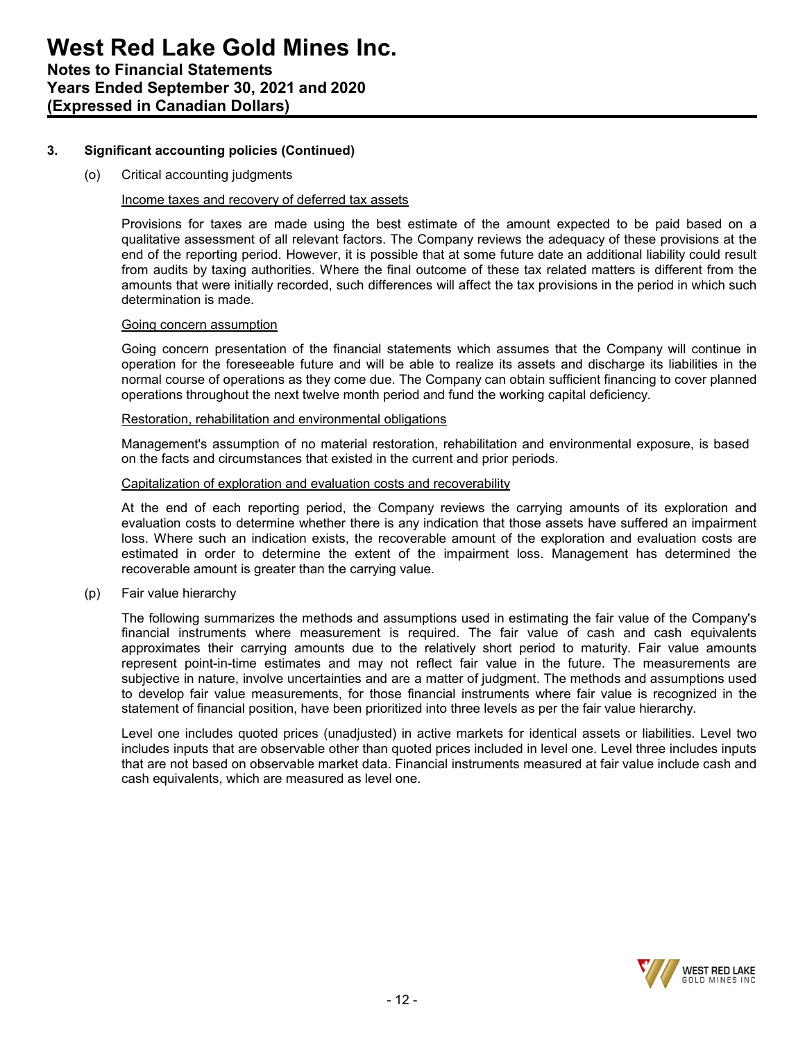### 3. Significant accounting policies (Continued)

(o) Critical accounting judgments

Income taxes and recovery of deferred tax assets

Provisions for taxes are made using the best estimate of the amount expected to be paid based on a qualitative assessment of all relevant factors. The Company reviews the adequacy of these provisions at the end of the reporting period. However, it is possible that at some future date an additional liability could result from audits by taxing authorities. Where the final outcome of these tax related matters is different from the amounts that were initially recorded, such differences will affect the tax provisions in the period in which such determination is made.

Going concern assumption

Going concern presentation of the financial statements which assumes that the Company will continue in operation for the foreseeable future and will be able to realize its assets and discharge its liabilities in the normal course of operations as they come due. The Company can obtain sufficient financing to cover planned operations throughout the next twelve month period and fund the working capital deficiency.

Restoration, rehabilitation and environmental obligations

Management's assumption of no material restoration, rehabilitation and environmental exposure, is based on the facts and circumstances that existed in the current and prior periods.

Capitalization of exploration and evaluation costs and recoverability

At the end of each reporting period, the Company reviews the carrying amounts of its exploration and evaluation costs to determine whether there is any indication that those assets have suffered an impairment loss. Where such an indication exists, the recoverable amount of the exploration and evaluation costs are estimated in order to determine the extent of the impairment loss. Management has determined the recoverable amount is greater than the carrying value.

(p) Fair value hierarchy

The following summarizes the methods and assumptions used in estimating the fair value of the Company's financial instruments where measurement is required. The fair value of cash and cash equivalents approximates their carrying amounts due to the relatively short period to maturity. Fair value amounts represent point-in-time estimates and may not reflect fair value in the future. The measurements are subjective in nature, involve uncertainties and are a matter of judgment. The methods and assumptions used to develop fair value measurements, for those financial instruments where fair value is recognized in the statement of financial position, have been prioritized into three levels as per the fair value hierarchy.

Level one includes quoted prices (unadjusted) in active markets for identical assets or liabilities. Level two includes inputs that are observable other than quoted prices included in level one. Level three includes inputs that are not based on observable market data. Financial instruments measured at fair value include cash and cash equivalents, which are measured as level one.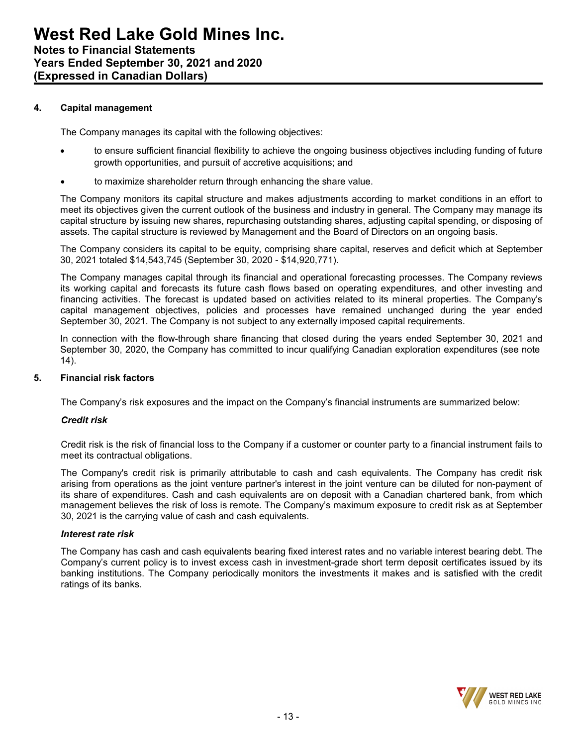## 4. Capital management

The Company manages its capital with the following objectives:

- to ensure sufficient financial flexibility to achieve the ongoing business objectives including funding of future growth opportunities, and pursuit of accretive acquisitions; and
- to maximize shareholder return through enhancing the share value.

The Company monitors its capital structure and makes adjustments according to market conditions in an effort to meet its objectives given the current outlook of the business and industry in general. The Company may manage its capital structure by issuing new shares, repurchasing outstanding shares, adjusting capital spending, or disposing of assets. The capital structure is reviewed by Management and the Board of Directors on an ongoing basis.

The Company considers its capital to be equity, comprising share capital, reserves and deficit which at September 30, 2021 totaled $14,543,745 (September 30, 2020 - $14,920,771).

The Company manages capital through its financial and operational forecasting processes. The Company reviews its working capital and forecasts its future cash flows based on operating expenditures, and other investing and financing activities. The forecast is updated based on activities related to its mineral properties. The Company's capital management objectives, policies and processes have remained unchanged during the year ended September 30, 2021. The Company is not subject to any externally imposed capital requirements.

In connection with the flow-through share financing that closed during the years ended September 30, 2021 and September 30, 2020, the Company has committed to incur qualifying Canadian exploration expenditures (see note 14).

## 5. Financial risk factors

The Company's risk exposures and the impact on the Company's financial instruments are summarized below:

***Credit risk***

Credit risk is the risk of financial loss to the Company if a customer or counter party to a financial instrument fails to meet its contractual obligations.

The Company's credit risk is primarily attributable to cash and cash equivalents. The Company has credit risk arising from operations as the joint venture partner's interest in the joint venture can be diluted for non-payment of its share of expenditures. Cash and cash equivalents are on deposit with a Canadian chartered bank, from which management believes the risk of loss is remote. The Company's maximum exposure to credit risk as at September 30, 2021 is the carrying value of cash and cash equivalents.

***Interest rate risk***

The Company has cash and cash equivalents bearing fixed interest rates and no variable interest bearing debt. The Company's current policy is to invest excess cash in investment-grade short term deposit certificates issued by its banking institutions. The Company periodically monitors the investments it makes and is satisfied with the credit ratings of its banks.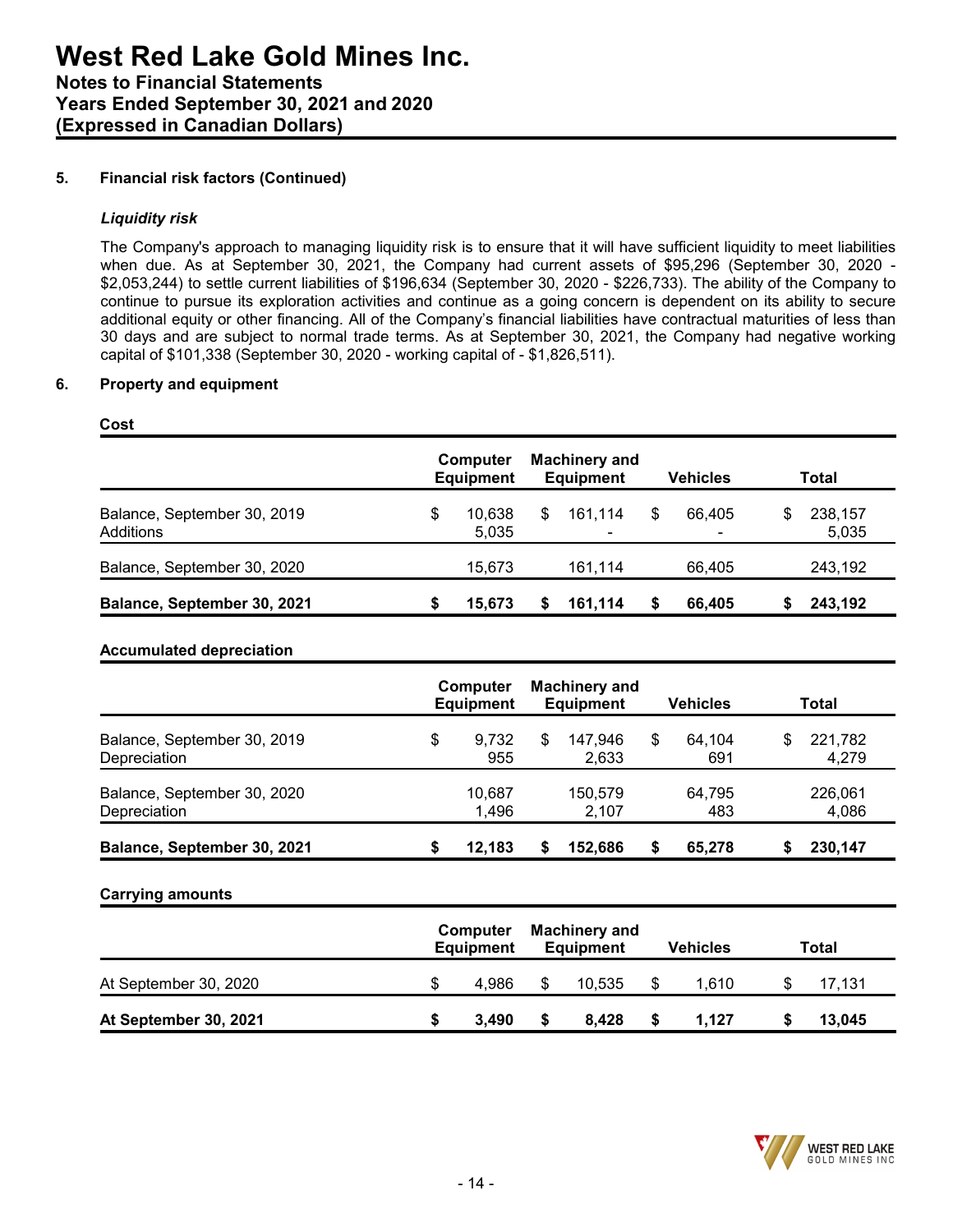**5. Financial risk factors (Continued)**

***Liquidity risk***

The Company's approach to managing liquidity risk is to ensure that it will have sufficient liquidity to meet liabilities when due. As at September 30, 2021, the Company had current assets of $95,296 (September 30, 2020 - $2,053,244) to settle current liabilities of $196,634 (September 30, 2020 - $226,733). The ability of the Company to continue to pursue its exploration activities and continue as a going concern is dependent on its ability to secure additional equity or other financing. All of the Company's financial liabilities have contractual maturities of less than 30 days and are subject to normal trade terms. As at September 30, 2021, the Company had negative working capital of $101,338 (September 30, 2020 - working capital of - $1,826,511).

**6. Property and equipment**

**Cost**

| | Computer Equipment | Machinery and Equipment | Vehicles | Total |
|---|---|---|---|---|
| Balance, September 30, 2019 | $ 10,638 | $ 161,114 | $ 66,405 | $ 238,157 |
| Additions | 5,035 | - | - | 5,035 |
| Balance, September 30, 2020 | 15,673 | 161,114 | 66,405 | 243,192 |
| **Balance, September 30, 2021** | **$ 15,673** | **$ 161,114** | **$ 66,405** | **$ 243,192** |

**Accumulated depreciation**

| | Computer Equipment | Machinery and Equipment | Vehicles | Total |
|---|---|---|---|---|
| Balance, September 30, 2019 | $ 9,732 | $ 147,946 | $ 64,104 | $ 221,782 |
| Depreciation | 955 | 2,633 | 691 | 4,279 |
| Balance, September 30, 2020 | 10,687 | 150,579 | 64,795 | 226,061 |
| Depreciation | 1,496 | 2,107 | 483 | 4,086 |
| **Balance, September 30, 2021** | **$ 12,183** | **$ 152,686** | **$ 65,278** | **$ 230,147** |

**Carrying amounts**

| | Computer Equipment | Machinery and Equipment | Vehicles | Total |
|---|---|---|---|---|
| At September 30, 2020 | $ 4,986 | $ 10,535 | $ 1,610 | $ 17,131 |
| **At September 30, 2021** | **$ 3,490** | **$ 8,428** | **$ 1,127** | **$ 13,045** |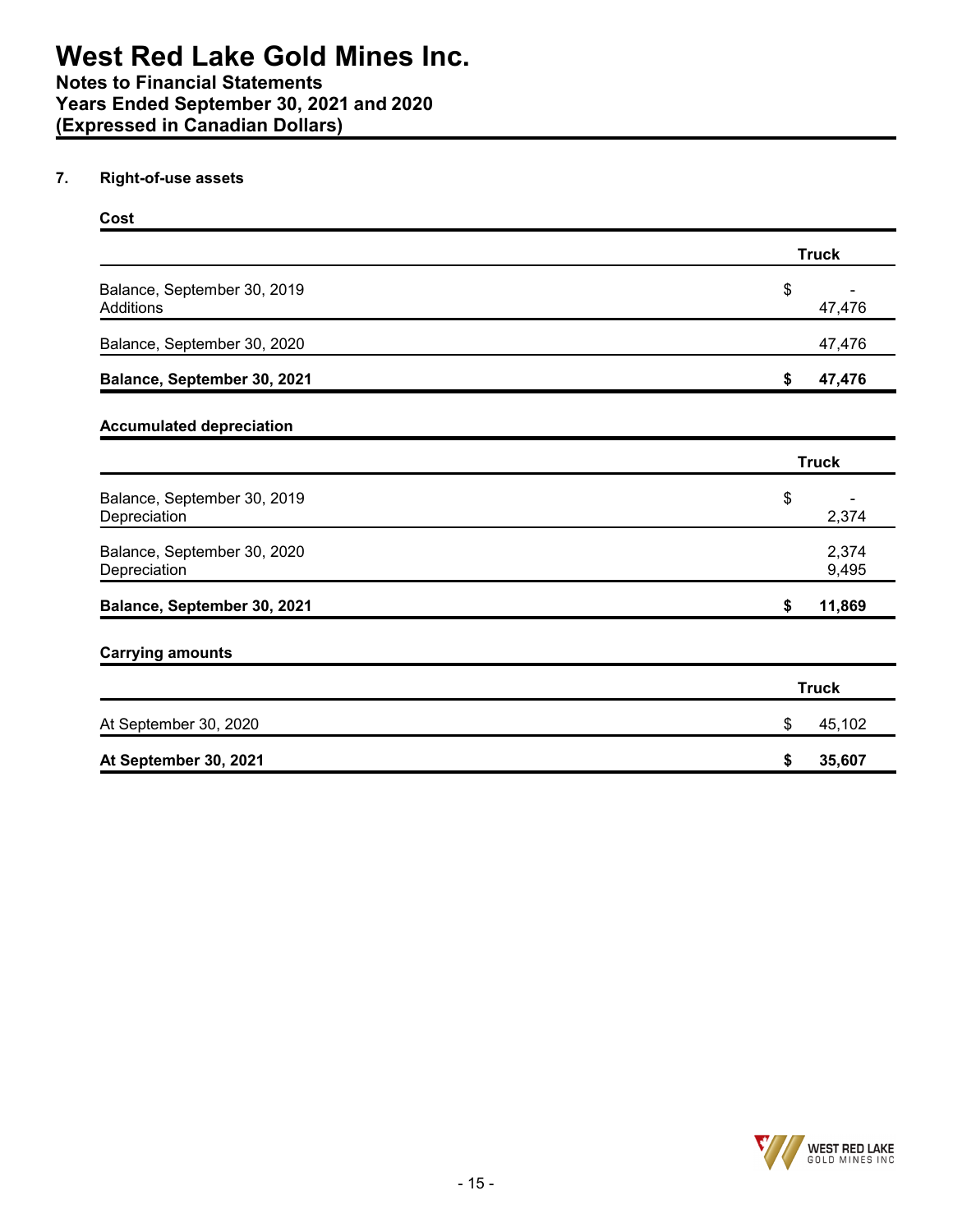### 7. Right-of-use assets

**Cost**

| | Truck |
|---|---|
| Balance, September 30, 2019 | $ - |
| Additions | 47,476 |
| Balance, September 30, 2020 | 47,476 |
| **Balance, September 30, 2021** | **$ 47,476** |

**Accumulated depreciation**

| | Truck |
|---|---|
| Balance, September 30, 2019 | $ - |
| Depreciation | 2,374 |
| Balance, September 30, 2020 | 2,374 |
| Depreciation | 9,495 |
| **Balance, September 30, 2021** | **$ 11,869** |

**Carrying amounts**

| | Truck |
|---|---|
| At September 30, 2020 | $ 45,102 |
| **At September 30, 2021** | **$ 35,607** |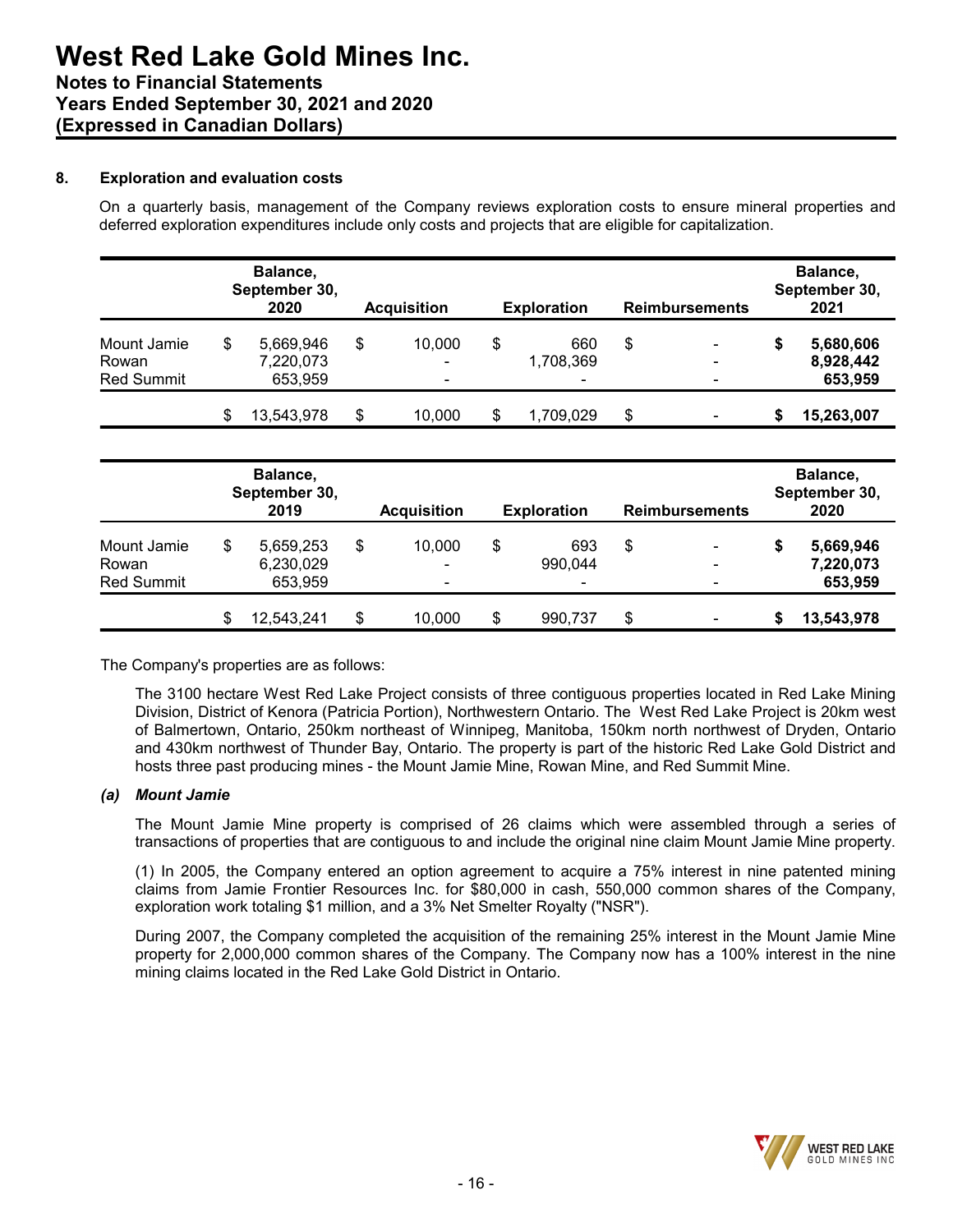## 8. Exploration and evaluation costs

On a quarterly basis, management of the Company reviews exploration costs to ensure mineral properties and deferred exploration expenditures include only costs and projects that are eligible for capitalization.

| | Balance, September 30, 2020 | Acquisition | Exploration | Reimbursements | Balance, September 30, 2021 |
|---|---|---|---|---|---|
| Mount Jamie | $ 5,669,946 | $ 10,000 | $ 660 | $ - | **$ 5,680,606** |
| Rowan | 7,220,073 | - | 1,708,369 | - | **8,928,442** |
| Red Summit | 653,959 | - | - | - | **653,959** |
| | $ 13,543,978 | $ 10,000 | $ 1,709,029 | $ - | **$ 15,263,007** |

| | Balance, September 30, 2019 | Acquisition | Exploration | Reimbursements | Balance, September 30, 2020 |
|---|---|---|---|---|---|
| Mount Jamie | $ 5,659,253 | $ 10,000 | $ 693 | $ - | **$ 5,669,946** |
| Rowan | 6,230,029 | - | 990,044 | - | **7,220,073** |
| Red Summit | 653,959 | - | - | - | **653,959** |
| | $ 12,543,241 | $ 10,000 | $ 990,737 | $ - | **$ 13,543,978** |

The Company's properties are as follows:

The 3100 hectare West Red Lake Project consists of three contiguous properties located in Red Lake Mining Division, District of Kenora (Patricia Portion), Northwestern Ontario. The West Red Lake Project is 20km west of Balmertown, Ontario, 250km northeast of Winnipeg, Manitoba, 150km north northwest of Dryden, Ontario and 430km northwest of Thunder Bay, Ontario. The property is part of the historic Red Lake Gold District and hosts three past producing mines - the Mount Jamie Mine, Rowan Mine, and Red Summit Mine.

### *(a) Mount Jamie*

The Mount Jamie Mine property is comprised of 26 claims which were assembled through a series of transactions of properties that are contiguous to and include the original nine claim Mount Jamie Mine property.

(1) In 2005, the Company entered an option agreement to acquire a 75% interest in nine patented mining claims from Jamie Frontier Resources Inc. for $80,000 in cash, 550,000 common shares of the Company, exploration work totaling $1 million, and a 3% Net Smelter Royalty ("NSR").

During 2007, the Company completed the acquisition of the remaining 25% interest in the Mount Jamie Mine property for 2,000,000 common shares of the Company. The Company now has a 100% interest in the nine mining claims located in the Red Lake Gold District in Ontario.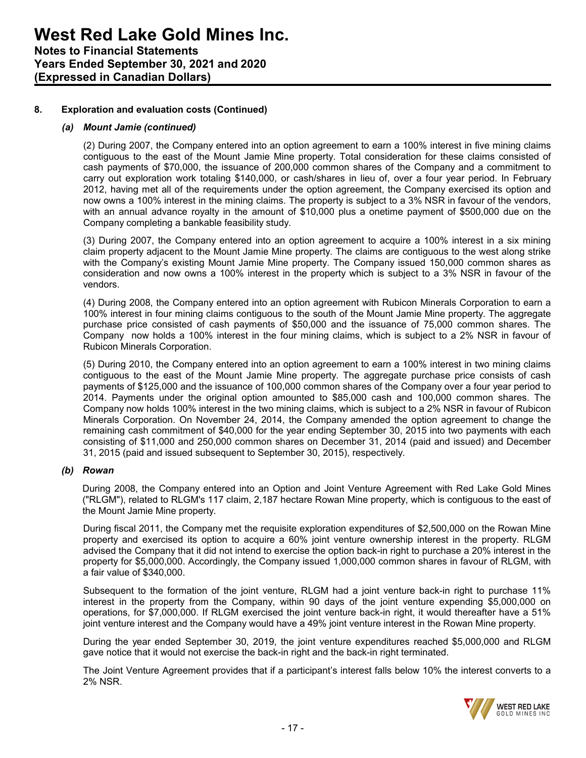## 8. Exploration and evaluation costs (Continued)

### *(a) Mount Jamie (continued)*

(2) During 2007, the Company entered into an option agreement to earn a 100% interest in five mining claims contiguous to the east of the Mount Jamie Mine property. Total consideration for these claims consisted of cash payments of $70,000, the issuance of 200,000 common shares of the Company and a commitment to carry out exploration work totaling $140,000, or cash/shares in lieu of, over a four year period. In February 2012, having met all of the requirements under the option agreement, the Company exercised its option and now owns a 100% interest in the mining claims. The property is subject to a 3% NSR in favour of the vendors, with an annual advance royalty in the amount of $10,000 plus a onetime payment of $500,000 due on the Company completing a bankable feasibility study.

(3) During 2007, the Company entered into an option agreement to acquire a 100% interest in a six mining claim property adjacent to the Mount Jamie Mine property. The claims are contiguous to the west along strike with the Company's existing Mount Jamie Mine property. The Company issued 150,000 common shares as consideration and now owns a 100% interest in the property which is subject to a 3% NSR in favour of the vendors.

(4) During 2008, the Company entered into an option agreement with Rubicon Minerals Corporation to earn a 100% interest in four mining claims contiguous to the south of the Mount Jamie Mine property. The aggregate purchase price consisted of cash payments of $50,000 and the issuance of 75,000 common shares. The Company now holds a 100% interest in the four mining claims, which is subject to a 2% NSR in favour of Rubicon Minerals Corporation.

(5) During 2010, the Company entered into an option agreement to earn a 100% interest in two mining claims contiguous to the east of the Mount Jamie Mine property. The aggregate purchase price consists of cash payments of $125,000 and the issuance of 100,000 common shares of the Company over a four year period to 2014. Payments under the original option amounted to $85,000 cash and 100,000 common shares. The Company now holds 100% interest in the two mining claims, which is subject to a 2% NSR in favour of Rubicon Minerals Corporation. On November 24, 2014, the Company amended the option agreement to change the remaining cash commitment of $40,000 for the year ending September 30, 2015 into two payments with each consisting of $11,000 and 250,000 common shares on December 31, 2014 (paid and issued) and December 31, 2015 (paid and issued subsequent to September 30, 2015), respectively.

### *(b) Rowan*

During 2008, the Company entered into an Option and Joint Venture Agreement with Red Lake Gold Mines ("RLGM"), related to RLGM's 117 claim, 2,187 hectare Rowan Mine property, which is contiguous to the east of the Mount Jamie Mine property.

During fiscal 2011, the Company met the requisite exploration expenditures of $2,500,000 on the Rowan Mine property and exercised its option to acquire a 60% joint venture ownership interest in the property. RLGM advised the Company that it did not intend to exercise the option back-in right to purchase a 20% interest in the property for $5,000,000. Accordingly, the Company issued 1,000,000 common shares in favour of RLGM, with a fair value of $340,000.

Subsequent to the formation of the joint venture, RLGM had a joint venture back-in right to purchase 11% interest in the property from the Company, within 90 days of the joint venture expending $5,000,000 on operations, for $7,000,000. If RLGM exercised the joint venture back-in right, it would thereafter have a 51% joint venture interest and the Company would have a 49% joint venture interest in the Rowan Mine property.

During the year ended September 30, 2019, the joint venture expenditures reached $5,000,000 and RLGM gave notice that it would not exercise the back-in right and the back-in right terminated.

The Joint Venture Agreement provides that if a participant's interest falls below 10% the interest converts to a 2% NSR.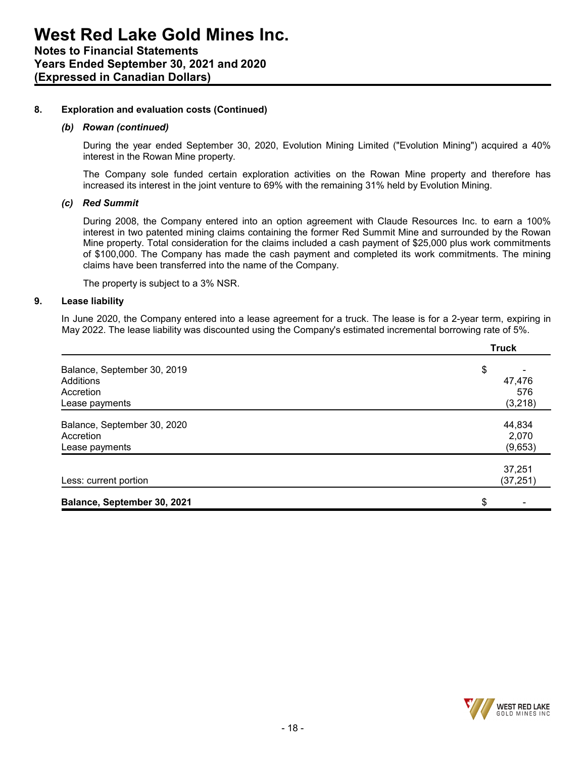### 8. Exploration and evaluation costs (Continued)

#### *(b) Rowan (continued)*

During the year ended September 30, 2020, Evolution Mining Limited ("Evolution Mining") acquired a 40% interest in the Rowan Mine property.

The Company sole funded certain exploration activities on the Rowan Mine property and therefore has increased its interest in the joint venture to 69% with the remaining 31% held by Evolution Mining.

#### *(c) Red Summit*

During 2008, the Company entered into an option agreement with Claude Resources Inc. to earn a 100% interest in two patented mining claims containing the former Red Summit Mine and surrounded by the Rowan Mine property. Total consideration for the claims included a cash payment of $25,000 plus work commitments of $100,000. The Company has made the cash payment and completed its work commitments. The mining claims have been transferred into the name of the Company.

The property is subject to a 3% NSR.

### 9. Lease liability

In June 2020, the Company entered into a lease agreement for a truck. The lease is for a 2-year term, expiring in May 2022. The lease liability was discounted using the Company's estimated incremental borrowing rate of 5%.

| | Truck |
|---|---|
| Balance, September 30, 2019 | $ - |
| Additions | 47,476 |
| Accretion | 576 |
| Lease payments | (3,218) |
| Balance, September 30, 2020 | 44,834 |
| Accretion | 2,070 |
| Lease payments | (9,653) |
| | 37,251 |
| Less: current portion | (37,251) |
| **Balance, September 30, 2021** | $ - |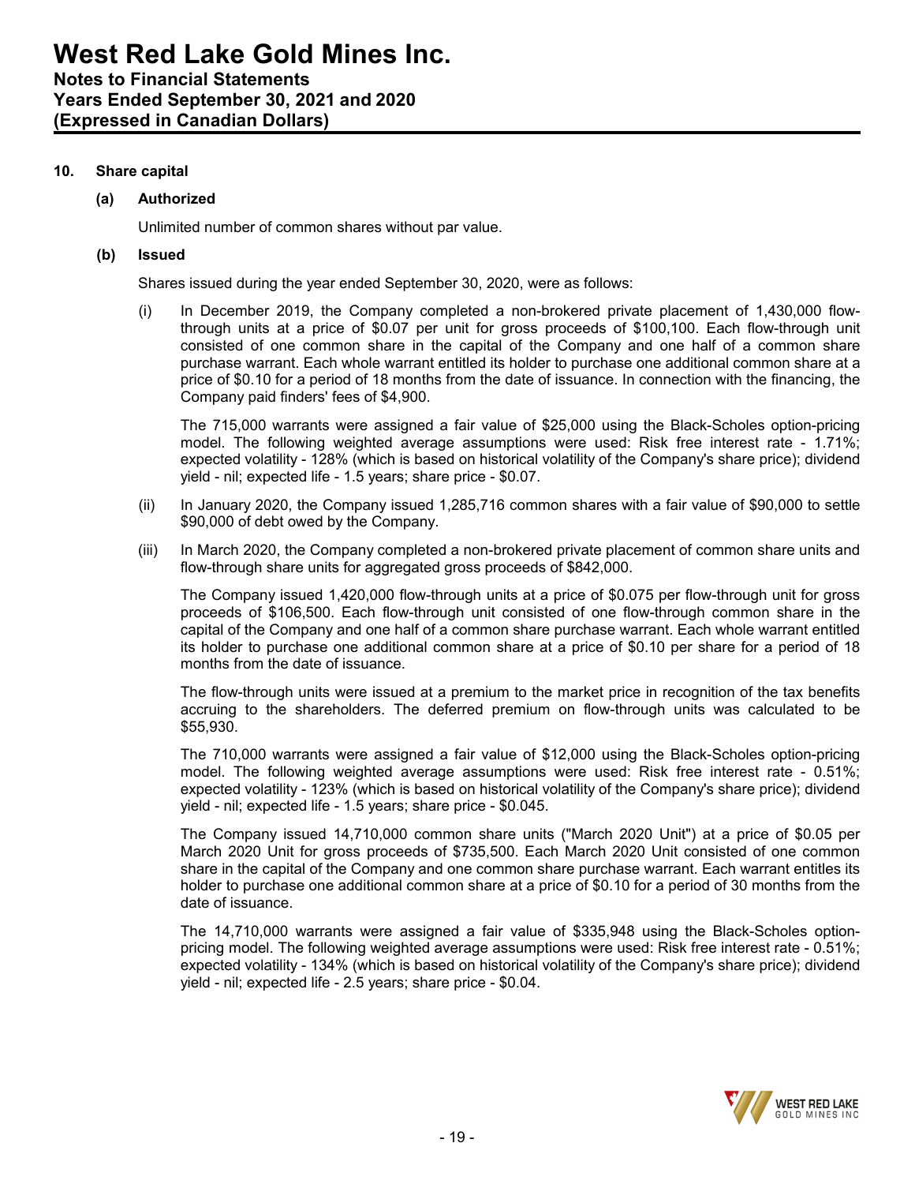## 10. Share capital

### (a) Authorized

Unlimited number of common shares without par value.

### (b) Issued

Shares issued during the year ended September 30, 2020, were as follows:

(i) In December 2019, the Company completed a non-brokered private placement of 1,430,000 flow-through units at a price of $0.07 per unit for gross proceeds of $100,100. Each flow-through unit consisted of one common share in the capital of the Company and one half of a common share purchase warrant. Each whole warrant entitled its holder to purchase one additional common share at a price of $0.10 for a period of 18 months from the date of issuance. In connection with the financing, the Company paid finders' fees of $4,900.

The 715,000 warrants were assigned a fair value of $25,000 using the Black-Scholes option-pricing model. The following weighted average assumptions were used: Risk free interest rate - 1.71%; expected volatility - 128% (which is based on historical volatility of the Company's share price); dividend yield - nil; expected life - 1.5 years; share price - $0.07.

(ii) In January 2020, the Company issued 1,285,716 common shares with a fair value of $90,000 to settle $90,000 of debt owed by the Company.

(iii) In March 2020, the Company completed a non-brokered private placement of common share units and flow-through share units for aggregated gross proceeds of $842,000.

The Company issued 1,420,000 flow-through units at a price of $0.075 per flow-through unit for gross proceeds of $106,500. Each flow-through unit consisted of one flow-through common share in the capital of the Company and one half of a common share purchase warrant. Each whole warrant entitled its holder to purchase one additional common share at a price of $0.10 per share for a period of 18 months from the date of issuance.

The flow-through units were issued at a premium to the market price in recognition of the tax benefits accruing to the shareholders. The deferred premium on flow-through units was calculated to be $55,930.

The 710,000 warrants were assigned a fair value of $12,000 using the Black-Scholes option-pricing model. The following weighted average assumptions were used: Risk free interest rate - 0.51%; expected volatility - 123% (which is based on historical volatility of the Company's share price); dividend yield - nil; expected life - 1.5 years; share price - $0.045.

The Company issued 14,710,000 common share units ("March 2020 Unit") at a price of $0.05 per March 2020 Unit for gross proceeds of $735,500. Each March 2020 Unit consisted of one common share in the capital of the Company and one common share purchase warrant. Each warrant entitles its holder to purchase one additional common share at a price of $0.10 for a period of 30 months from the date of issuance.

The 14,710,000 warrants were assigned a fair value of $335,948 using the Black-Scholes option-pricing model. The following weighted average assumptions were used: Risk free interest rate - 0.51%; expected volatility - 134% (which is based on historical volatility of the Company's share price); dividend yield - nil; expected life - 2.5 years; share price - $0.04.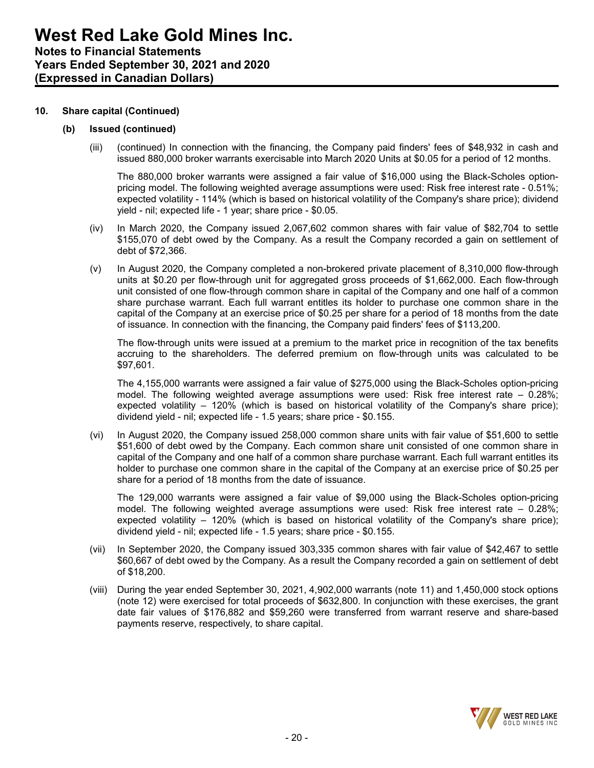## 10. Share capital (Continued)

### (b) Issued (continued)

(iii) (continued) In connection with the financing, the Company paid finders' fees of $48,932 in cash and issued 880,000 broker warrants exercisable into March 2020 Units at $0.05 for a period of 12 months.

The 880,000 broker warrants were assigned a fair value of $16,000 using the Black-Scholes option-pricing model. The following weighted average assumptions were used: Risk free interest rate - 0.51%; expected volatility - 114% (which is based on historical volatility of the Company's share price); dividend yield - nil; expected life - 1 year; share price - $0.05.

(iv) In March 2020, the Company issued 2,067,602 common shares with fair value of $82,704 to settle $155,070 of debt owed by the Company. As a result the Company recorded a gain on settlement of debt of $72,366.

(v) In August 2020, the Company completed a non-brokered private placement of 8,310,000 flow-through units at $0.20 per flow-through unit for aggregated gross proceeds of $1,662,000. Each flow-through unit consisted of one flow-through common share in capital of the Company and one half of a common share purchase warrant. Each full warrant entitles its holder to purchase one common share in the capital of the Company at an exercise price of $0.25 per share for a period of 18 months from the date of issuance. In connection with the financing, the Company paid finders' fees of $113,200.

The flow-through units were issued at a premium to the market price in recognition of the tax benefits accruing to the shareholders. The deferred premium on flow-through units was calculated to be $97,601.

The 4,155,000 warrants were assigned a fair value of $275,000 using the Black-Scholes option-pricing model. The following weighted average assumptions were used: Risk free interest rate – 0.28%; expected volatility – 120% (which is based on historical volatility of the Company's share price); dividend yield - nil; expected life - 1.5 years; share price - $0.155.

(vi) In August 2020, the Company issued 258,000 common share units with fair value of $51,600 to settle $51,600 of debt owed by the Company. Each common share unit consisted of one common share in capital of the Company and one half of a common share purchase warrant. Each full warrant entitles its holder to purchase one common share in the capital of the Company at an exercise price of $0.25 per share for a period of 18 months from the date of issuance.

The 129,000 warrants were assigned a fair value of $9,000 using the Black-Scholes option-pricing model. The following weighted average assumptions were used: Risk free interest rate – 0.28%; expected volatility – 120% (which is based on historical volatility of the Company's share price); dividend yield - nil; expected life - 1.5 years; share price - $0.155.

(vii) In September 2020, the Company issued 303,335 common shares with fair value of $42,467 to settle $60,667 of debt owed by the Company. As a result the Company recorded a gain on settlement of debt of $18,200.

(viii) During the year ended September 30, 2021, 4,902,000 warrants (note 11) and 1,450,000 stock options (note 12) were exercised for total proceeds of $632,800. In conjunction with these exercises, the grant date fair values of $176,882 and $59,260 were transferred from warrant reserve and share-based payments reserve, respectively, to share capital.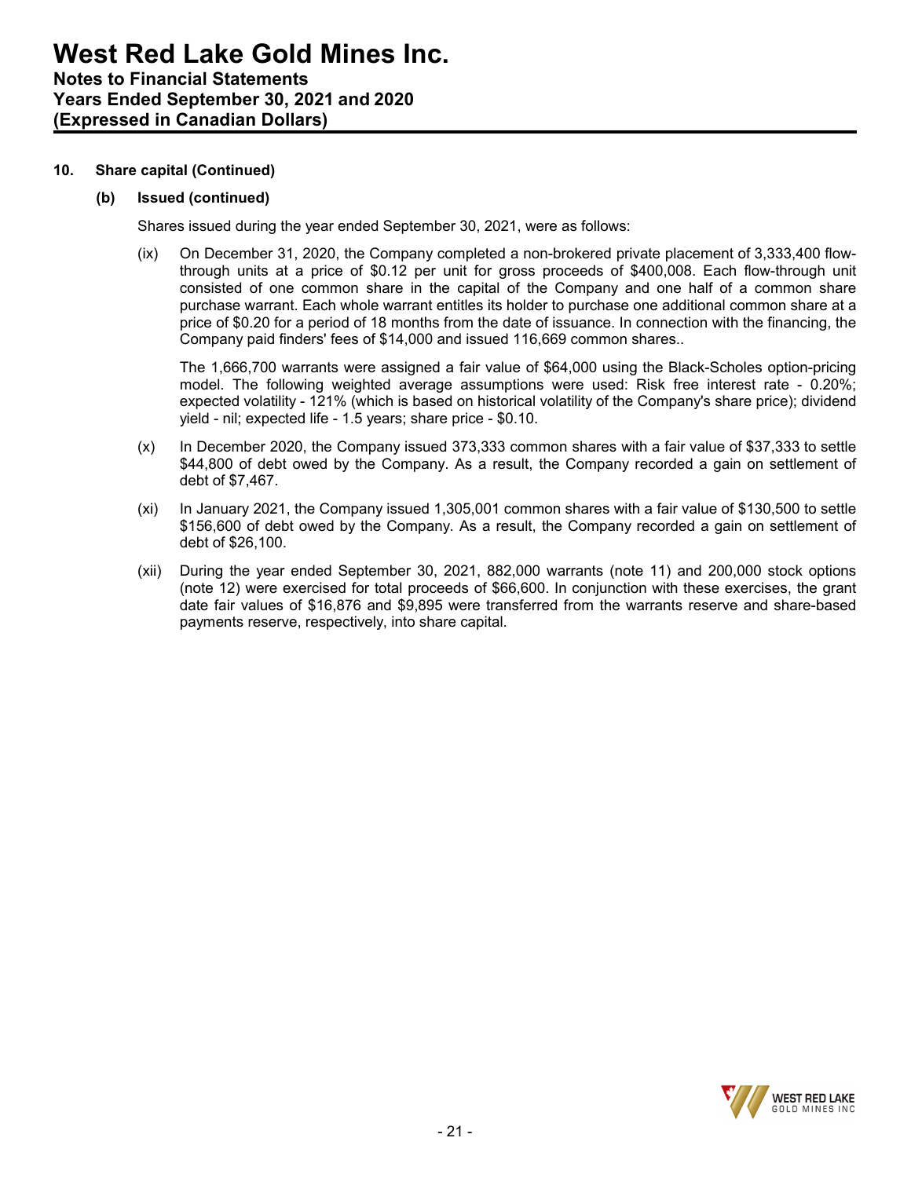## 10. Share capital (Continued)

### (b) Issued (continued)

Shares issued during the year ended September 30, 2021, were as follows:

(ix) On December 31, 2020, the Company completed a non-brokered private placement of 3,333,400 flow-through units at a price of $0.12 per unit for gross proceeds of $400,008. Each flow-through unit consisted of one common share in the capital of the Company and one half of a common share purchase warrant. Each whole warrant entitles its holder to purchase one additional common share at a price of $0.20 for a period of 18 months from the date of issuance. In connection with the financing, the Company paid finders' fees of $14,000 and issued 116,669 common shares..

The 1,666,700 warrants were assigned a fair value of $64,000 using the Black-Scholes option-pricing model. The following weighted average assumptions were used: Risk free interest rate - 0.20%; expected volatility - 121% (which is based on historical volatility of the Company's share price); dividend yield - nil; expected life - 1.5 years; share price - $0.10.

(x) In December 2020, the Company issued 373,333 common shares with a fair value of $37,333 to settle $44,800 of debt owed by the Company. As a result, the Company recorded a gain on settlement of debt of $7,467.

(xi) In January 2021, the Company issued 1,305,001 common shares with a fair value of $130,500 to settle $156,600 of debt owed by the Company. As a result, the Company recorded a gain on settlement of debt of $26,100.

(xii) During the year ended September 30, 2021, 882,000 warrants (note 11) and 200,000 stock options (note 12) were exercised for total proceeds of $66,600. In conjunction with these exercises, the grant date fair values of $16,876 and $9,895 were transferred from the warrants reserve and share-based payments reserve, respectively, into share capital.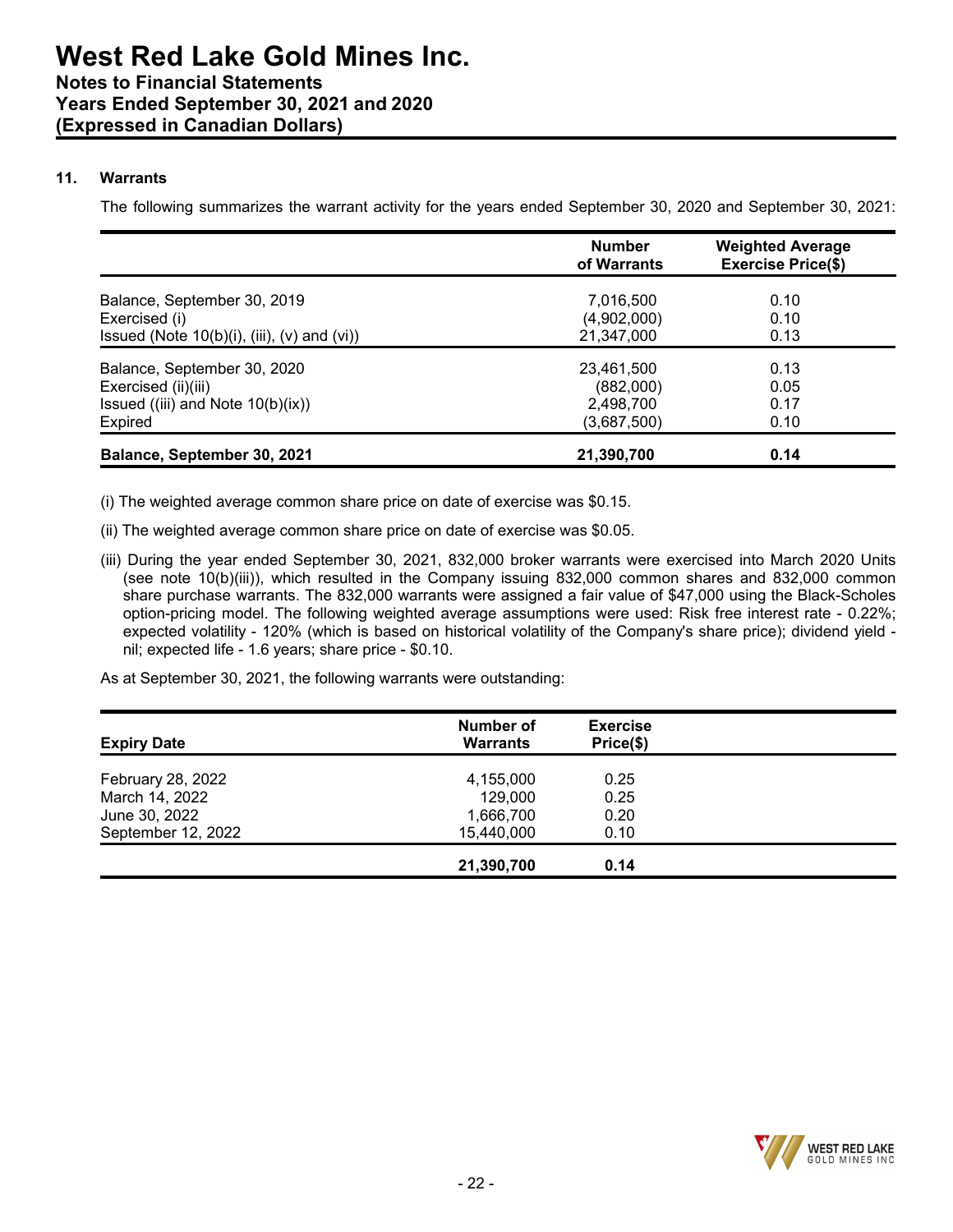## 11. Warrants

The following summarizes the warrant activity for the years ended September 30, 2020 and September 30, 2021:

| | Number of Warrants | Weighted Average Exercise Price($) |
|---|---|---|
| Balance, September 30, 2019 | 7,016,500 | 0.10 |
| Exercised (i) | (4,902,000) | 0.10 |
| Issued (Note 10(b)(i), (iii), (v) and (vi)) | 21,347,000 | 0.13 |
| Balance, September 30, 2020 | 23,461,500 | 0.13 |
| Exercised (ii)(iii) | (882,000) | 0.05 |
| Issued ((iii) and Note 10(b)(ix)) | 2,498,700 | 0.17 |
| Expired | (3,687,500) | 0.10 |
| **Balance, September 30, 2021** | **21,390,700** | **0.14** |

(i) The weighted average common share price on date of exercise was $0.15.

(ii) The weighted average common share price on date of exercise was $0.05.

(iii) During the year ended September 30, 2021, 832,000 broker warrants were exercised into March 2020 Units (see note 10(b)(iii)), which resulted in the Company issuing 832,000 common shares and 832,000 common share purchase warrants. The 832,000 warrants were assigned a fair value of $47,000 using the Black-Scholes option-pricing model. The following weighted average assumptions were used: Risk free interest rate - 0.22%; expected volatility - 120% (which is based on historical volatility of the Company's share price); dividend yield - nil; expected life - 1.6 years; share price - $0.10.

As at September 30, 2021, the following warrants were outstanding:

| Expiry Date | Number of Warrants | Exercise Price($) |
|---|---|---|
| February 28, 2022 | 4,155,000 | 0.25 |
| March 14, 2022 | 129,000 | 0.25 |
| June 30, 2022 | 1,666,700 | 0.20 |
| September 12, 2022 | 15,440,000 | 0.10 |
| | **21,390,700** | **0.14** |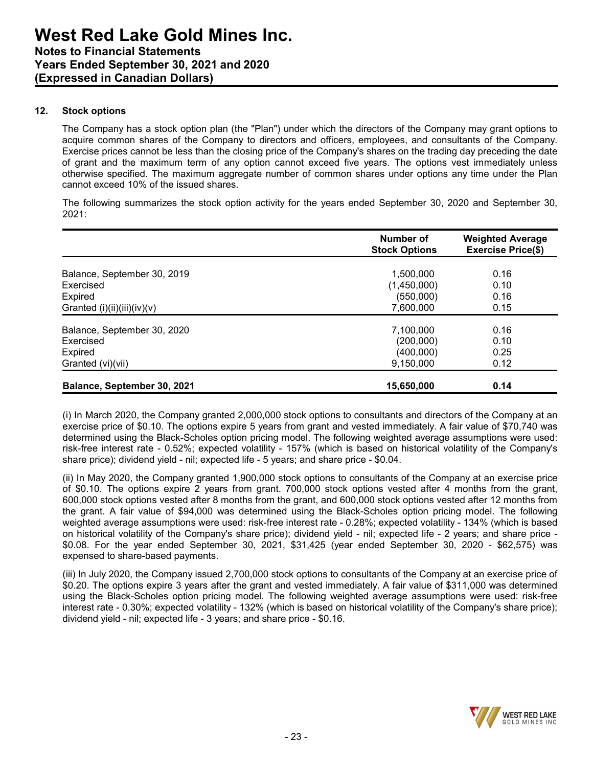## 12. Stock options

The Company has a stock option plan (the "Plan") under which the directors of the Company may grant options to acquire common shares of the Company to directors and officers, employees, and consultants of the Company. Exercise prices cannot be less than the closing price of the Company's shares on the trading day preceding the date of grant and the maximum term of any option cannot exceed five years. The options vest immediately unless otherwise specified. The maximum aggregate number of common shares under options any time under the Plan cannot exceed 10% of the issued shares.

The following summarizes the stock option activity for the years ended September 30, 2020 and September 30, 2021:

| | Number of Stock Options | Weighted Average Exercise Price($) |
|---|---|---|
| Balance, September 30, 2019 | 1,500,000 | 0.16 |
| Exercised | (1,450,000) | 0.10 |
| Expired | (550,000) | 0.16 |
| Granted (i)(ii)(iii)(iv)(v) | 7,600,000 | 0.15 |
| Balance, September 30, 2020 | 7,100,000 | 0.16 |
| Exercised | (200,000) | 0.10 |
| Expired | (400,000) | 0.25 |
| Granted (vi)(vii) | 9,150,000 | 0.12 |
| **Balance, September 30, 2021** | **15,650,000** | **0.14** |

(i) In March 2020, the Company granted 2,000,000 stock options to consultants and directors of the Company at an exercise price of $0.10. The options expire 5 years from grant and vested immediately. A fair value of $70,740 was determined using the Black-Scholes option pricing model. The following weighted average assumptions were used: risk-free interest rate - 0.52%; expected volatility - 157% (which is based on historical volatility of the Company's share price); dividend yield - nil; expected life - 5 years; and share price - $0.04.

(ii) In May 2020, the Company granted 1,900,000 stock options to consultants of the Company at an exercise price of $0.10. The options expire 2 years from grant. 700,000 stock options vested after 4 months from the grant, 600,000 stock options vested after 8 months from the grant, and 600,000 stock options vested after 12 months from the grant. A fair value of $94,000 was determined using the Black-Scholes option pricing model. The following weighted average assumptions were used: risk-free interest rate - 0.28%; expected volatility - 134% (which is based on historical volatility of the Company's share price); dividend yield - nil; expected life - 2 years; and share price - $0.08. For the year ended September 30, 2021, $31,425 (year ended September 30, 2020 - $62,575) was expensed to share-based payments.

(iii) In July 2020, the Company issued 2,700,000 stock options to consultants of the Company at an exercise price of $0.20. The options expire 3 years after the grant and vested immediately. A fair value of $311,000 was determined using the Black-Scholes option pricing model. The following weighted average assumptions were used: risk-free interest rate - 0.30%; expected volatility - 132% (which is based on historical volatility of the Company's share price); dividend yield - nil; expected life - 3 years; and share price - $0.16.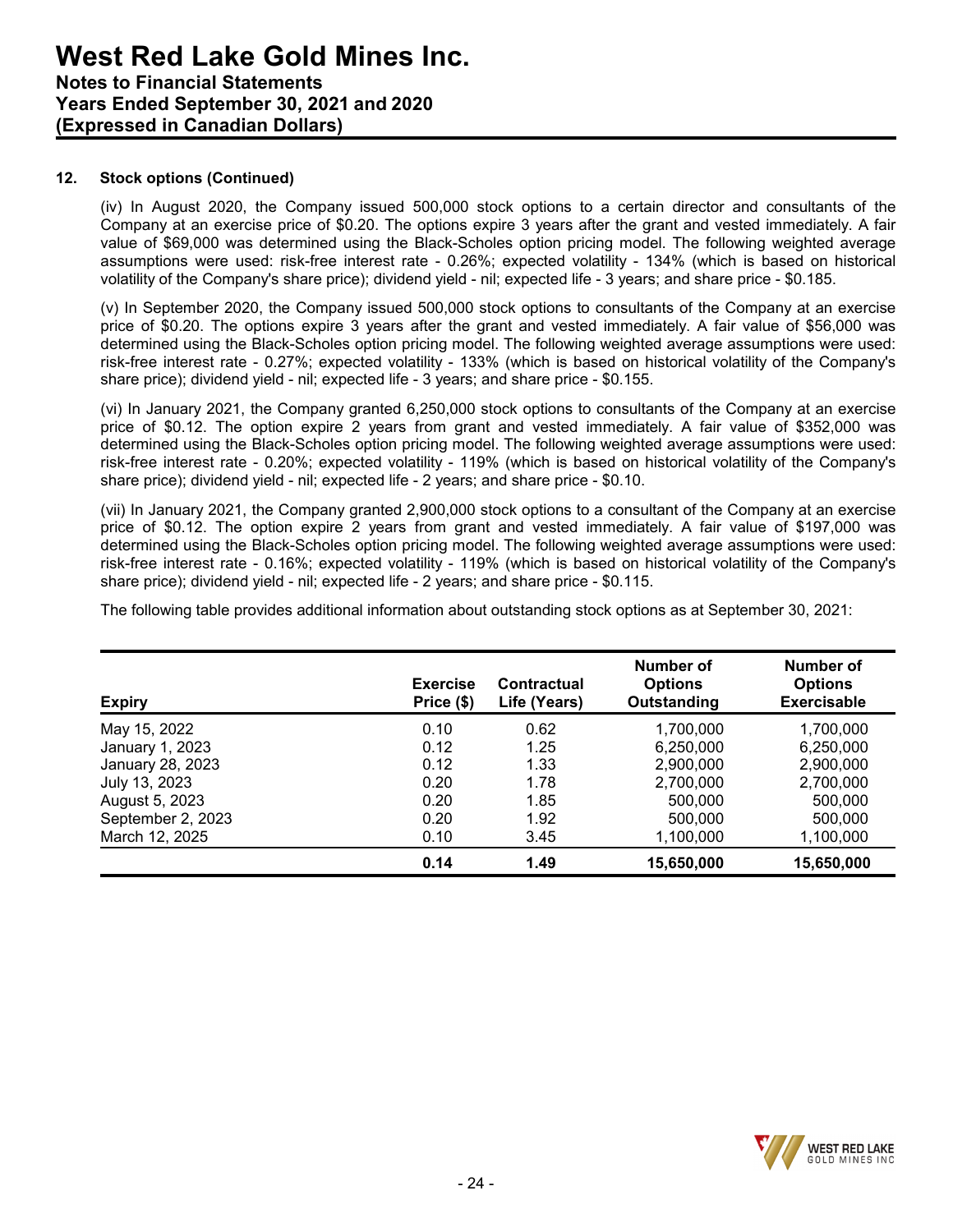## 12. Stock options (Continued)

(iv) In August 2020, the Company issued 500,000 stock options to a certain director and consultants of the Company at an exercise price of $0.20. The options expire 3 years after the grant and vested immediately. A fair value of $69,000 was determined using the Black-Scholes option pricing model. The following weighted average assumptions were used: risk-free interest rate - 0.26%; expected volatility - 134% (which is based on historical volatility of the Company's share price); dividend yield - nil; expected life - 3 years; and share price - $0.185.

(v) In September 2020, the Company issued 500,000 stock options to consultants of the Company at an exercise price of $0.20. The options expire 3 years after the grant and vested immediately. A fair value of $56,000 was determined using the Black-Scholes option pricing model. The following weighted average assumptions were used: risk-free interest rate - 0.27%; expected volatility - 133% (which is based on historical volatility of the Company's share price); dividend yield - nil; expected life - 3 years; and share price - $0.155.

(vi) In January 2021, the Company granted 6,250,000 stock options to consultants of the Company at an exercise price of $0.12. The option expire 2 years from grant and vested immediately. A fair value of $352,000 was determined using the Black-Scholes option pricing model. The following weighted average assumptions were used: risk-free interest rate - 0.20%; expected volatility - 119% (which is based on historical volatility of the Company's share price); dividend yield - nil; expected life - 2 years; and share price - $0.10.

(vii) In January 2021, the Company granted 2,900,000 stock options to a consultant of the Company at an exercise price of $0.12. The option expire 2 years from grant and vested immediately. A fair value of $197,000 was determined using the Black-Scholes option pricing model. The following weighted average assumptions were used: risk-free interest rate - 0.16%; expected volatility - 119% (which is based on historical volatility of the Company's share price); dividend yield - nil; expected life - 2 years; and share price - $0.115.

The following table provides additional information about outstanding stock options as at September 30, 2021:

| Expiry | Exercise Price ($) | Contractual Life (Years) | Number of Options Outstanding | Number of Options Exercisable |
|---|---|---|---|---|
| May 15, 2022 | 0.10 | 0.62 | 1,700,000 | 1,700,000 |
| January 1, 2023 | 0.12 | 1.25 | 6,250,000 | 6,250,000 |
| January 28, 2023 | 0.12 | 1.33 | 2,900,000 | 2,900,000 |
| July 13, 2023 | 0.20 | 1.78 | 2,700,000 | 2,700,000 |
| August 5, 2023 | 0.20 | 1.85 | 500,000 | 500,000 |
| September 2, 2023 | 0.20 | 1.92 | 500,000 | 500,000 |
| March 12, 2025 | 0.10 | 3.45 | 1,100,000 | 1,100,000 |
| | **0.14** | **1.49** | **15,650,000** | **15,650,000** |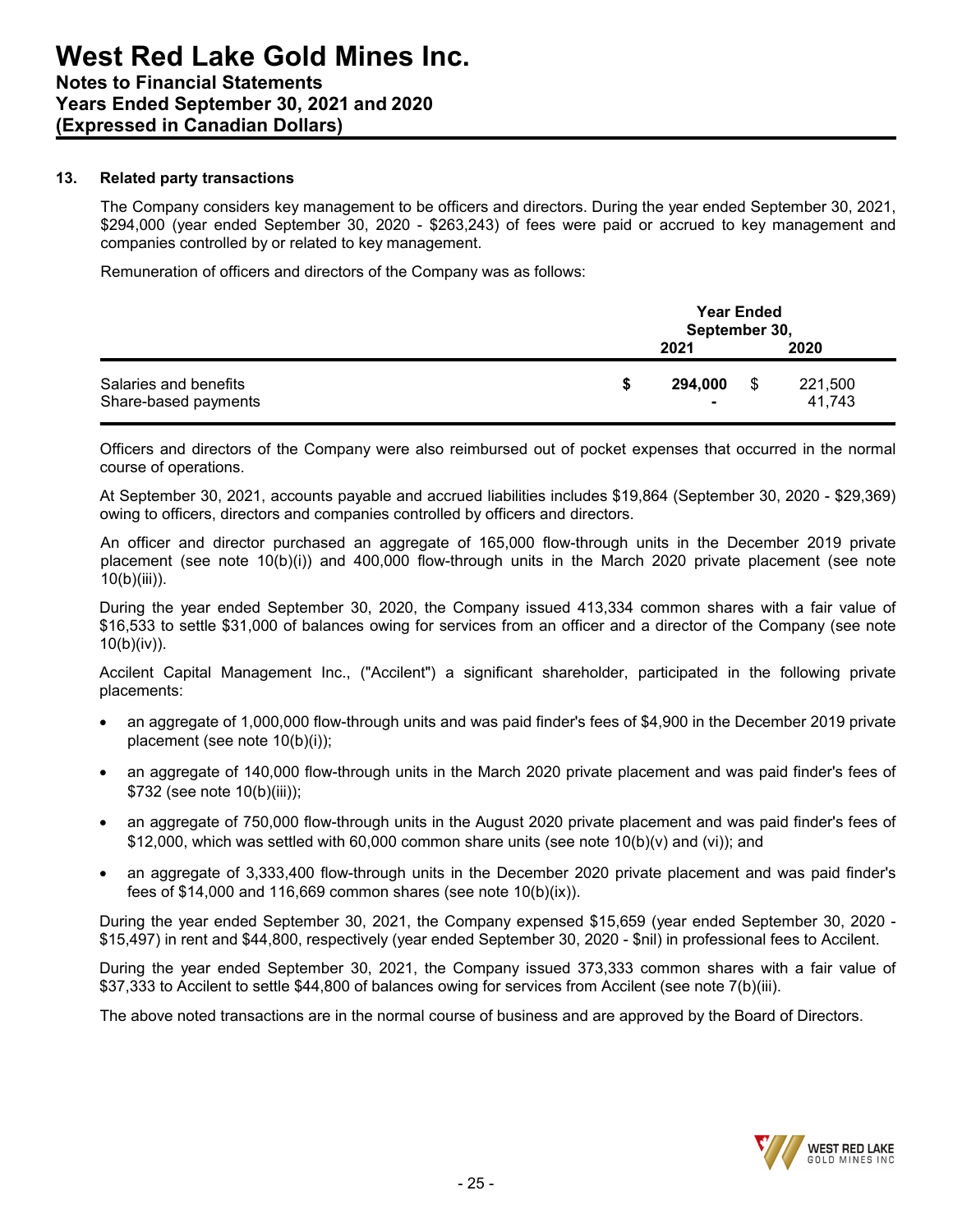## 13. Related party transactions

The Company considers key management to be officers and directors. During the year ended September 30, 2021, $294,000 (year ended September 30, 2020 - $263,243) of fees were paid or accrued to key management and companies controlled by or related to key management.

Remuneration of officers and directors of the Company was as follows:

| | Year Ended September 30, 2021 | Year Ended September 30, 2020 |
|---|---|---|
| Salaries and benefits | **$ 294,000** | $ 221,500 |
| Share-based payments | **-** | 41,743 |

Officers and directors of the Company were also reimbursed out of pocket expenses that occurred in the normal course of operations.

At September 30, 2021, accounts payable and accrued liabilities includes $19,864 (September 30, 2020 - $29,369) owing to officers, directors and companies controlled by officers and directors.

An officer and director purchased an aggregate of 165,000 flow-through units in the December 2019 private placement (see note 10(b)(i)) and 400,000 flow-through units in the March 2020 private placement (see note 10(b)(iii)).

During the year ended September 30, 2020, the Company issued 413,334 common shares with a fair value of $16,533 to settle $31,000 of balances owing for services from an officer and a director of the Company (see note 10(b)(iv)).

Accilent Capital Management Inc., ("Accilent") a significant shareholder, participated in the following private placements:

- an aggregate of 1,000,000 flow-through units and was paid finder's fees of $4,900 in the December 2019 private placement (see note 10(b)(i));
- an aggregate of 140,000 flow-through units in the March 2020 private placement and was paid finder's fees of $732 (see note 10(b)(iii));
- an aggregate of 750,000 flow-through units in the August 2020 private placement and was paid finder's fees of $12,000, which was settled with 60,000 common share units (see note 10(b)(v) and (vi)); and
- an aggregate of 3,333,400 flow-through units in the December 2020 private placement and was paid finder's fees of $14,000 and 116,669 common shares (see note 10(b)(ix)).

During the year ended September 30, 2021, the Company expensed $15,659 (year ended September 30, 2020 - $15,497) in rent and $44,800, respectively (year ended September 30, 2020 - $nil) in professional fees to Accilent.

During the year ended September 30, 2021, the Company issued 373,333 common shares with a fair value of $37,333 to Accilent to settle $44,800 of balances owing for services from Accilent (see note 7(b)(iii).

The above noted transactions are in the normal course of business and are approved by the Board of Directors.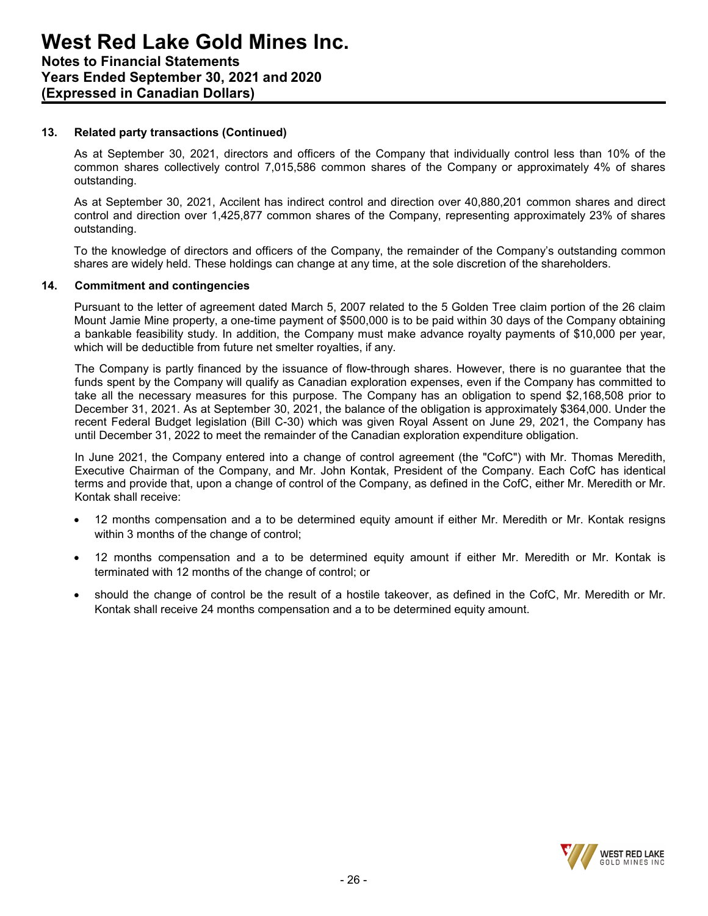## 13. Related party transactions (Continued)

As at September 30, 2021, directors and officers of the Company that individually control less than 10% of the common shares collectively control 7,015,586 common shares of the Company or approximately 4% of shares outstanding.

As at September 30, 2021, Accilent has indirect control and direction over 40,880,201 common shares and direct control and direction over 1,425,877 common shares of the Company, representing approximately 23% of shares outstanding.

To the knowledge of directors and officers of the Company, the remainder of the Company's outstanding common shares are widely held. These holdings can change at any time, at the sole discretion of the shareholders.

## 14. Commitment and contingencies

Pursuant to the letter of agreement dated March 5, 2007 related to the 5 Golden Tree claim portion of the 26 claim Mount Jamie Mine property, a one-time payment of $500,000 is to be paid within 30 days of the Company obtaining a bankable feasibility study. In addition, the Company must make advance royalty payments of $10,000 per year, which will be deductible from future net smelter royalties, if any.

The Company is partly financed by the issuance of flow-through shares. However, there is no guarantee that the funds spent by the Company will qualify as Canadian exploration expenses, even if the Company has committed to take all the necessary measures for this purpose. The Company has an obligation to spend $2,168,508 prior to December 31, 2021. As at September 30, 2021, the balance of the obligation is approximately $364,000. Under the recent Federal Budget legislation (Bill C-30) which was given Royal Assent on June 29, 2021, the Company has until December 31, 2022 to meet the remainder of the Canadian exploration expenditure obligation.

In June 2021, the Company entered into a change of control agreement (the "CofC") with Mr. Thomas Meredith, Executive Chairman of the Company, and Mr. John Kontak, President of the Company. Each CofC has identical terms and provide that, upon a change of control of the Company, as defined in the CofC, either Mr. Meredith or Mr. Kontak shall receive:

- 12 months compensation and a to be determined equity amount if either Mr. Meredith or Mr. Kontak resigns within 3 months of the change of control;
- 12 months compensation and a to be determined equity amount if either Mr. Meredith or Mr. Kontak is terminated with 12 months of the change of control; or
- should the change of control be the result of a hostile takeover, as defined in the CofC, Mr. Meredith or Mr. Kontak shall receive 24 months compensation and a to be determined equity amount.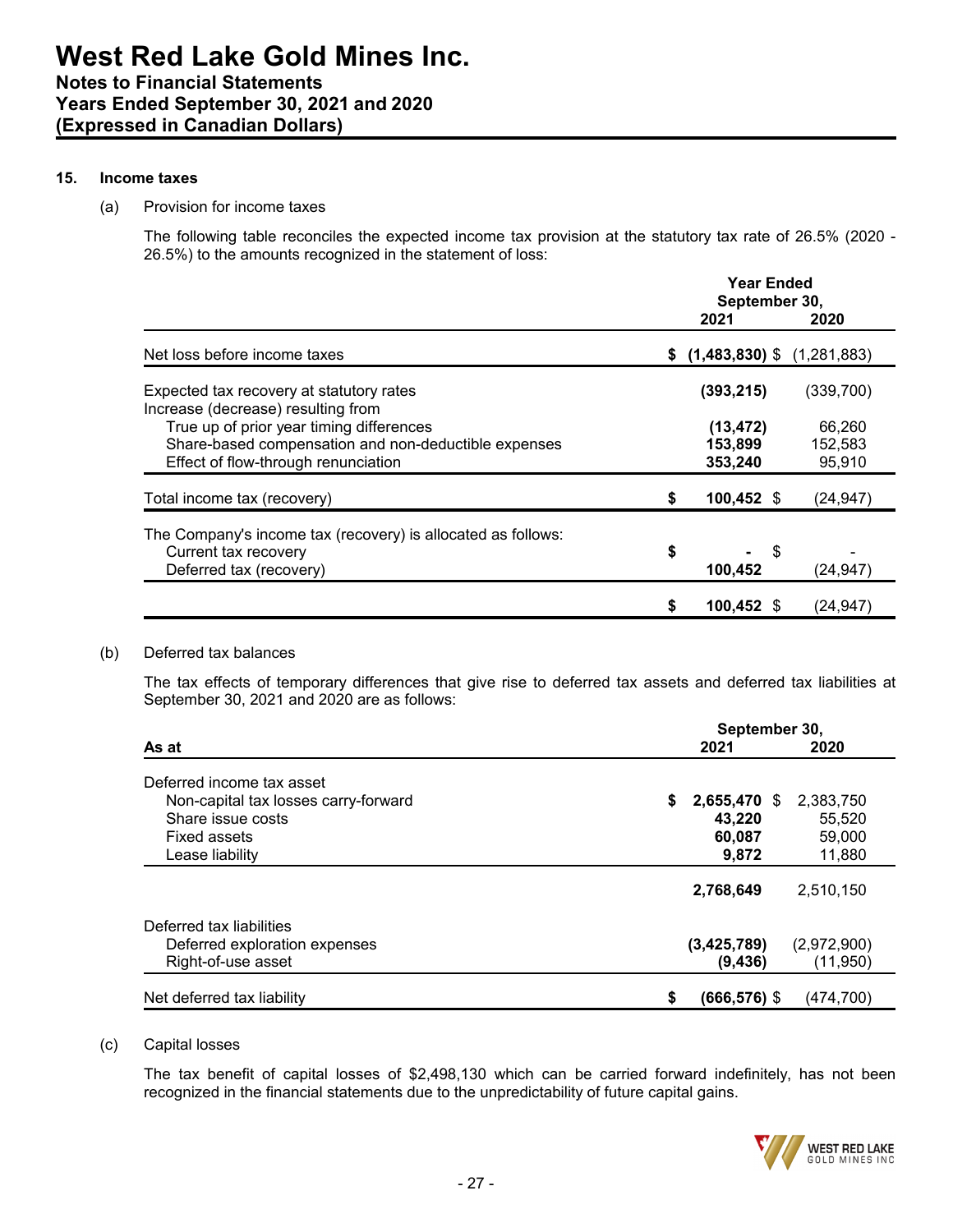### 15. Income taxes

(a) Provision for income taxes

The following table reconciles the expected income tax provision at the statutory tax rate of 26.5% (2020 - 26.5%) to the amounts recognized in the statement of loss:

| | Year Ended September 30, 2021 | Year Ended September 30, 2020 |
|---|---|---|
| Net loss before income taxes | **$ (1,483,830)** | $ (1,281,883) |
| Expected tax recovery at statutory rates | **(393,215)** | (339,700) |
| Increase (decrease) resulting from | | |
| True up of prior year timing differences | **(13,472)** | 66,260 |
| Share-based compensation and non-deductible expenses | **153,899** | 152,583 |
| Effect of flow-through renunciation | **353,240** | 95,910 |
| Total income tax (recovery) | **$ 100,452** | $ (24,947) |
| The Company's income tax (recovery) is allocated as follows: | | |
| Current tax recovery | **$ -** | $ - |
| Deferred tax (recovery) | **100,452** | (24,947) |
| | **$ 100,452** | $ (24,947) |

(b) Deferred tax balances

The tax effects of temporary differences that give rise to deferred tax assets and deferred tax liabilities at September 30, 2021 and 2020 are as follows:

| As at | September 30, 2021 | September 30, 2020 |
|---|---|---|
| Deferred income tax asset | | |
| Non-capital tax losses carry-forward | **$ 2,655,470** | $ 2,383,750 |
| Share issue costs | **43,220** | 55,520 |
| Fixed assets | **60,087** | 59,000 |
| Lease liability | **9,872** | 11,880 |
| | **2,768,649** | 2,510,150 |
| Deferred tax liabilities | | |
| Deferred exploration expenses | **(3,425,789)** | (2,972,900) |
| Right-of-use asset | **(9,436)** | (11,950) |
| Net deferred tax liability | **$ (666,576)** | $ (474,700) |

(c) Capital losses

The tax benefit of capital losses of $2,498,130 which can be carried forward indefinitely, has not been recognized in the financial statements due to the unpredictability of future capital gains.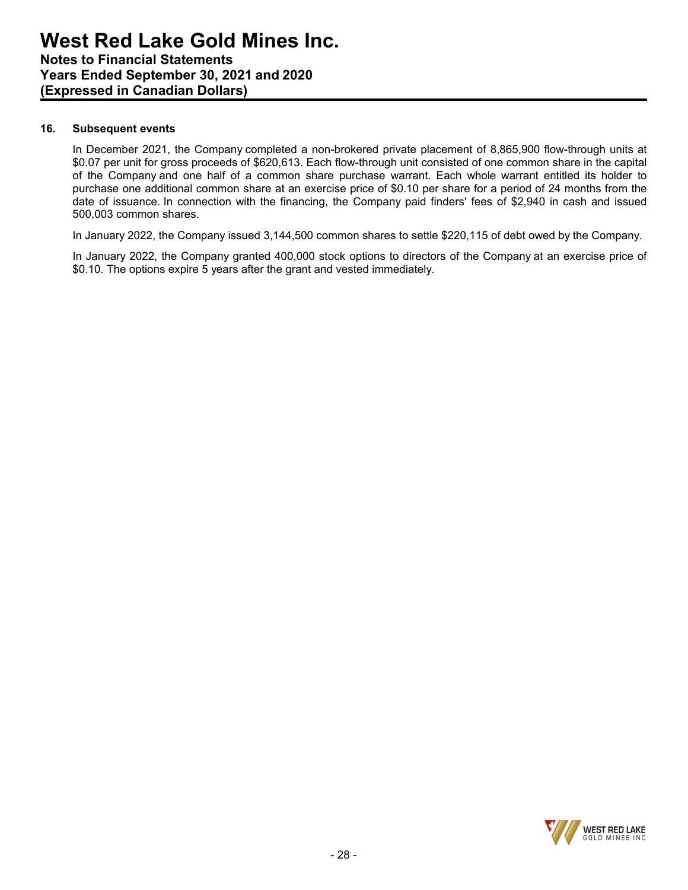## 16. Subsequent events

In December 2021, the Company completed a non-brokered private placement of 8,865,900 flow-through units at $0.07 per unit for gross proceeds of $620,613. Each flow-through unit consisted of one common share in the capital of the Company and one half of a common share purchase warrant. Each whole warrant entitled its holder to purchase one additional common share at an exercise price of $0.10 per share for a period of 24 months from the date of issuance. In connection with the financing, the Company paid finders' fees of $2,940 in cash and issued 500,003 common shares.

In January 2022, the Company issued 3,144,500 common shares to settle $220,115 of debt owed by the Company.

In January 2022, the Company granted 400,000 stock options to directors of the Company at an exercise price of $0.10. The options expire 5 years after the grant and vested immediately.